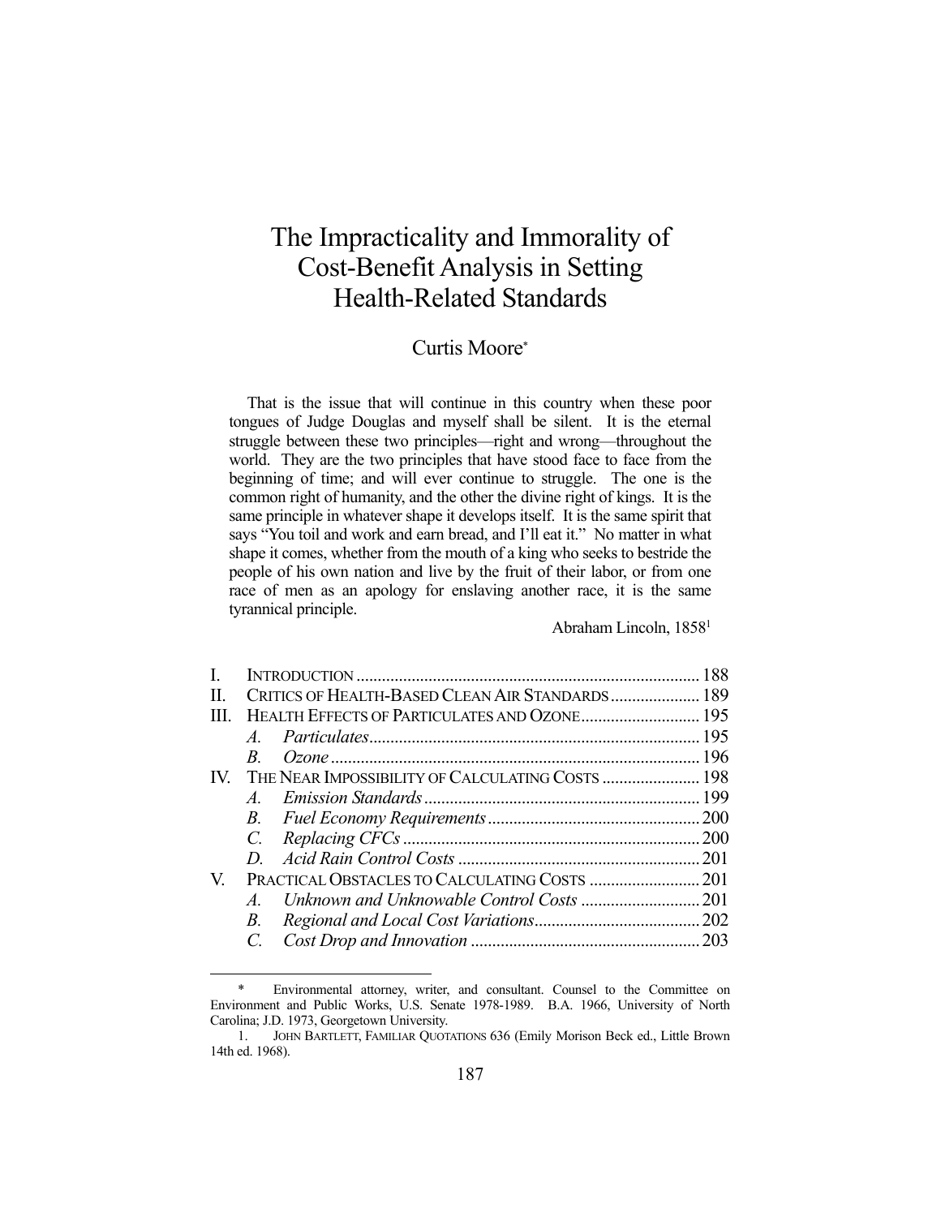# The Impracticality and Immorality of Cost-Benefit Analysis in Setting Health-Related Standards

Curtis Moore*

> That is the issue that will continue in this country when these poor tongues of Judge Douglas and myself shall be silent. It is the eternal struggle between these two principles—right and wrong—throughout the world. They are the two principles that have stood face to face from the beginning of time; and will ever continue to struggle. The one is the common right of humanity, and the other the divine right of kings. It is the same principle in whatever shape it develops itself. It is the same spirit that says "You toil and work and earn bread, and I'll eat it." No matter in what shape it comes, whether from the mouth of a king who seeks to bestride the people of his own nation and live by the fruit of their labor, or from one race of men as an apology for enslaving another race, it is the same tyrannical principle.
>
> Abraham Lincoln, 1858[1]

| | | |
|---|---|---|
| I. | INTRODUCTION | 188 |
| II. | CRITICS OF HEALTH-BASED CLEAN AIR STANDARDS | 189 |
| III. | HEALTH EFFECTS OF PARTICULATES AND OZONE | 195 |
| | *A. Particulates* | 195 |
| | *B. Ozone* | 196 |
| IV. | THE NEAR IMPOSSIBILITY OF CALCULATING COSTS | 198 |
| | *A. Emission Standards* | 199 |
| | *B. Fuel Economy Requirements* | 200 |
| | *C. Replacing CFCs* | 200 |
| | *D. Acid Rain Control Costs* | 201 |
| V. | PRACTICAL OBSTACLES TO CALCULATING COSTS | 201 |
| | *A. Unknown and Unknowable Control Costs* | 201 |
| | *B. Regional and Local Cost Variations* | 202 |
| | *C. Cost Drop and Innovation* | 203 |

\* Environmental attorney, writer, and consultant. Counsel to the Committee on Environment and Public Works, U.S. Senate 1978-1989. B.A. 1966, University of North Carolina; J.D. 1973, Georgetown University.

1. JOHN BARTLETT, FAMILIAR QUOTATIONS 636 (Emily Morison Beck ed., Little Brown 14th ed. 1968).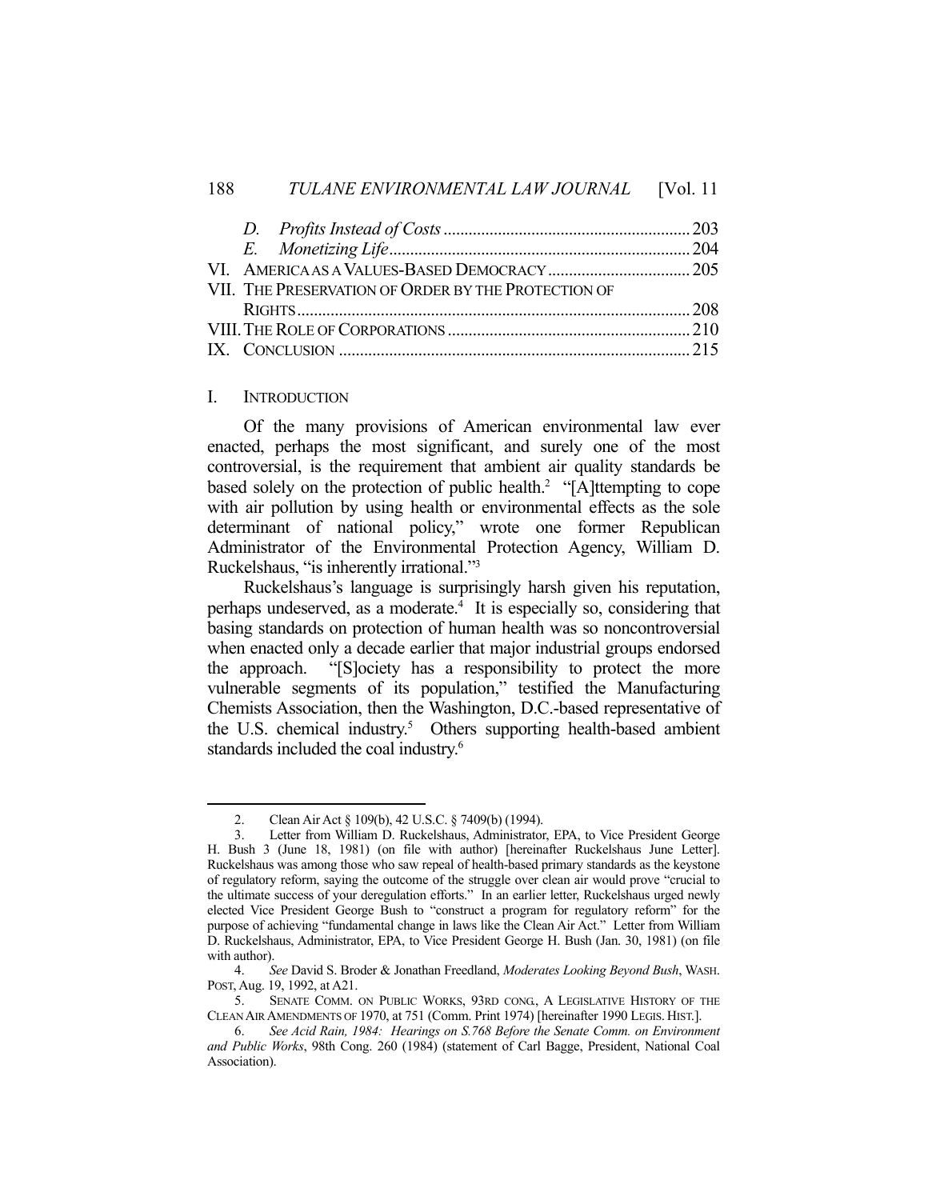D. *Profits Instead of Costs* .......................................................... 203
E. *Monetizing Life* ....................................................................... 204

VI. AMERICA AS A VALUES-BASED DEMOCRACY ................................. 205

VII. THE PRESERVATION OF ORDER BY THE PROTECTION OF RIGHTS ............................................................................................. 208

VIII. THE ROLE OF CORPORATIONS ........................................................ 210

IX. CONCLUSION .................................................................................. 215

## I. INTRODUCTION

Of the many provisions of American environmental law ever enacted, perhaps the most significant, and surely one of the most controversial, is the requirement that ambient air quality standards be based solely on the protection of public health.[2] "[A]ttempting to cope with air pollution by using health or environmental effects as the sole determinant of national policy," wrote one former Republican Administrator of the Environmental Protection Agency, William D. Ruckelshaus, "is inherently irrational."[3]

Ruckelshaus's language is surprisingly harsh given his reputation, perhaps undeserved, as a moderate.[4] It is especially so, considering that basing standards on protection of human health was so noncontroversial when enacted only a decade earlier that major industrial groups endorsed the approach. "[S]ociety has a responsibility to protect the more vulnerable segments of its population," testified the Manufacturing Chemists Association, then the Washington, D.C.-based representative of the U.S. chemical industry.[5] Others supporting health-based ambient standards included the coal industry.[6]

---

2. Clean Air Act § 109(b), 42 U.S.C. § 7409(b) (1994).

3. Letter from William D. Ruckelshaus, Administrator, EPA, to Vice President George H. Bush 3 (June 18, 1981) (on file with author) [hereinafter Ruckelshaus June Letter]. Ruckelshaus was among those who saw repeal of health-based primary standards as the keystone of regulatory reform, saying the outcome of the struggle over clean air would prove "crucial to the ultimate success of your deregulation efforts." In an earlier letter, Ruckelshaus urged newly elected Vice President George Bush to "construct a program for regulatory reform" for the purpose of achieving "fundamental change in laws like the Clean Air Act." Letter from William D. Ruckelshaus, Administrator, EPA, to Vice President George H. Bush (Jan. 30, 1981) (on file with author).

4. *See* David S. Broder & Jonathan Freedland, *Moderates Looking Beyond Bush*, WASH. POST, Aug. 19, 1992, at A21.

5. SENATE COMM. ON PUBLIC WORKS, 93RD CONG., A LEGISLATIVE HISTORY OF THE CLEAN AIR AMENDMENTS OF 1970, at 751 (Comm. Print 1974) [hereinafter 1990 LEGIS. HIST.].

6. *See Acid Rain, 1984: Hearings on S.768 Before the Senate Comm. on Environment and Public Works*, 98th Cong. 260 (1984) (statement of Carl Bagge, President, National Coal Association).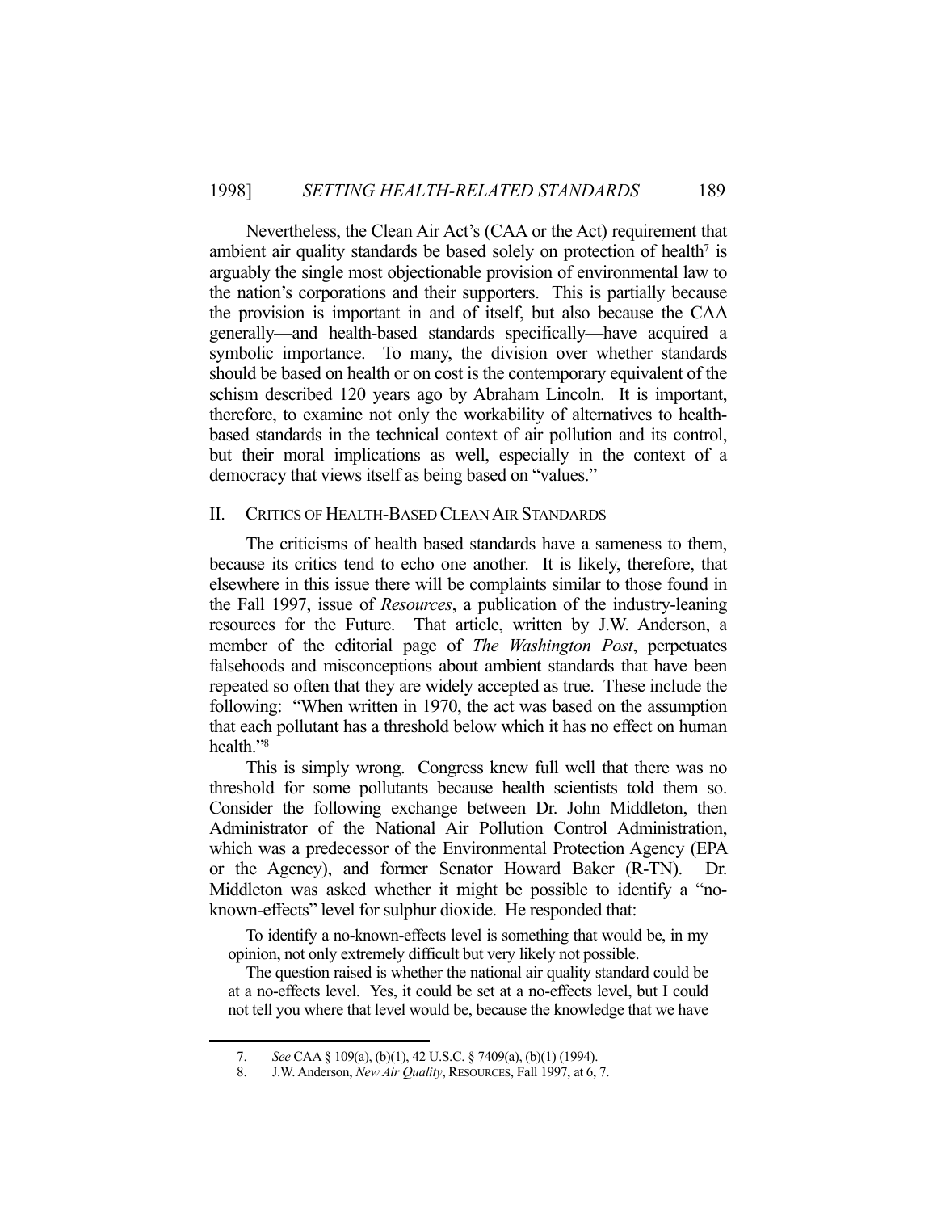Nevertheless, the Clean Air Act's (CAA or the Act) requirement that ambient air quality standards be based solely on protection of health[7] is arguably the single most objectionable provision of environmental law to the nation's corporations and their supporters. This is partially because the provision is important in and of itself, but also because the CAA generally—and health-based standards specifically—have acquired a symbolic importance. To many, the division over whether standards should be based on health or on cost is the contemporary equivalent of the schism described 120 years ago by Abraham Lincoln. It is important, therefore, to examine not only the workability of alternatives to health-based standards in the technical context of air pollution and its control, but their moral implications as well, especially in the context of a democracy that views itself as being based on "values."

## II. CRITICS OF HEALTH-BASED CLEAN AIR STANDARDS

The criticisms of health based standards have a sameness to them, because its critics tend to echo one another. It is likely, therefore, that elsewhere in this issue there will be complaints similar to those found in the Fall 1997, issue of *Resources*, a publication of the industry-leaning resources for the Future. That article, written by J.W. Anderson, a member of the editorial page of *The Washington Post*, perpetuates falsehoods and misconceptions about ambient standards that have been repeated so often that they are widely accepted as true. These include the following: "When written in 1970, the act was based on the assumption that each pollutant has a threshold below which it has no effect on human health."[8]

This is simply wrong. Congress knew full well that there was no threshold for some pollutants because health scientists told them so. Consider the following exchange between Dr. John Middleton, then Administrator of the National Air Pollution Control Administration, which was a predecessor of the Environmental Protection Agency (EPA or the Agency), and former Senator Howard Baker (R-TN). Dr. Middleton was asked whether it might be possible to identify a "no-known-effects" level for sulphur dioxide. He responded that:

> To identify a no-known-effects level is something that would be, in my opinion, not only extremely difficult but very likely not possible.
>
> The question raised is whether the national air quality standard could be at a no-effects level. Yes, it could be set at a no-effects level, but I could not tell you where that level would be, because the knowledge that we have

---

7. *See* CAA § 109(a), (b)(1), 42 U.S.C. § 7409(a), (b)(1) (1994).

8. J.W. Anderson, *New Air Quality*, RESOURCES, Fall 1997, at 6, 7.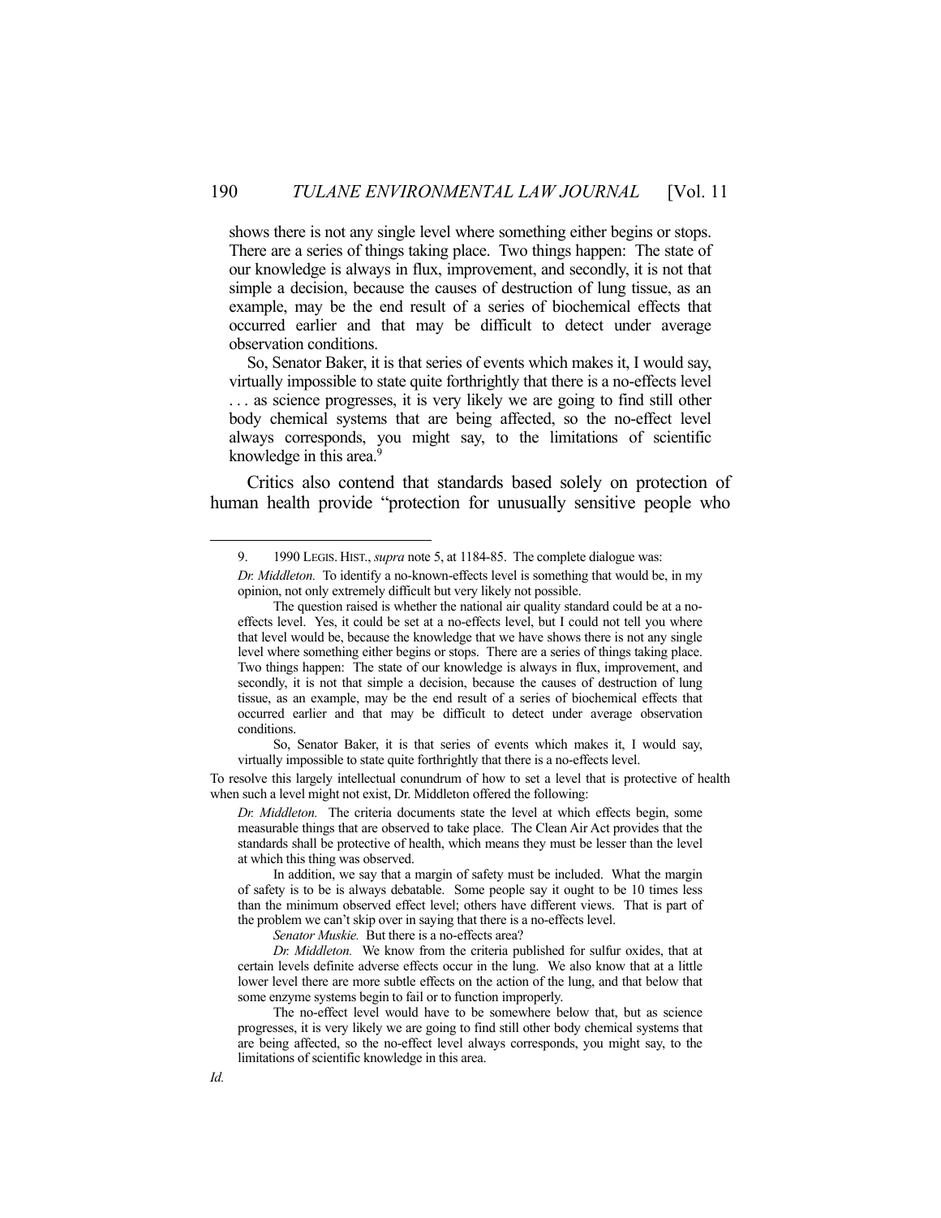shows there is not any single level where something either begins or stops. There are a series of things taking place. Two things happen: The state of our knowledge is always in flux, improvement, and secondly, it is not that simple a decision, because the causes of destruction of lung tissue, as an example, may be the end result of a series of biochemical effects that occurred earlier and that may be difficult to detect under average observation conditions.

> So, Senator Baker, it is that series of events which makes it, I would say, virtually impossible to state quite forthrightly that there is a no-effects level . . . as science progresses, it is very likely we are going to find still other body chemical systems that are being affected, so the no-effect level always corresponds, you might say, to the limitations of scientific knowledge in this area.[9]

Critics also contend that standards based solely on protection of human health provide "protection for unusually sensitive people who

---

9. 1990 LEGIS. HIST., *supra* note 5, at 1184-85. The complete dialogue was:

> *Dr. Middleton.* To identify a no-known-effects level is something that would be, in my opinion, not only extremely difficult but very likely not possible.
>
> The question raised is whether the national air quality standard could be at a no-effects level. Yes, it could be set at a no-effects level, but I could not tell you where that level would be, because the knowledge that we have shows there is not any single level where something either begins or stops. There are a series of things taking place. Two things happen: The state of our knowledge is always in flux, improvement, and secondly, it is not that simple a decision, because the causes of destruction of lung tissue, as an example, may be the end result of a series of biochemical effects that occurred earlier and that may be difficult to detect under average observation conditions.
>
> So, Senator Baker, it is that series of events which makes it, I would say, virtually impossible to state quite forthrightly that there is a no-effects level.

To resolve this largely intellectual conundrum of how to set a level that is protective of health when such a level might not exist, Dr. Middleton offered the following:

> *Dr. Middleton.* The criteria documents state the level at which effects begin, some measurable things that are observed to take place. The Clean Air Act provides that the standards shall be protective of health, which means they must be lesser than the level at which this thing was observed.
>
> In addition, we say that a margin of safety must be included. What the margin of safety is to be is always debatable. Some people say it ought to be 10 times less than the minimum observed effect level; others have different views. That is part of the problem we can't skip over in saying that there is a no-effects level.
>
> *Senator Muskie.* But there is a no-effects area?
>
> *Dr. Middleton.* We know from the criteria published for sulfur oxides, that at certain levels definite adverse effects occur in the lung. We also know that at a little lower level there are more subtle effects on the action of the lung, and that below that some enzyme systems begin to fail or to function improperly.
>
> The no-effect level would have to be somewhere below that, but as science progresses, it is very likely we are going to find still other body chemical systems that are being affected, so the no-effect level always corresponds, you might say, to the limitations of scientific knowledge in this area.

*Id.*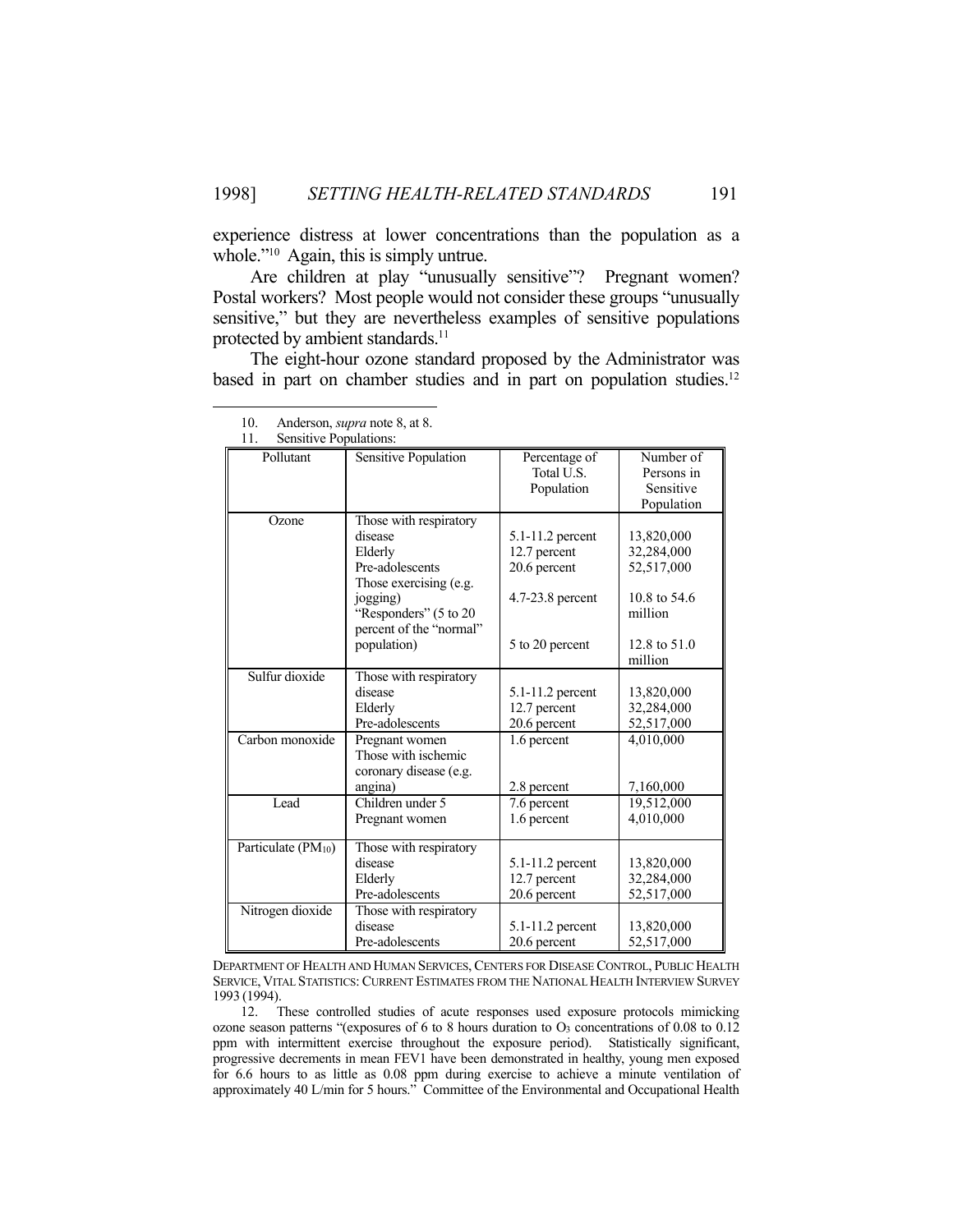experience distress at lower concentrations than the population as a whole."[10] Again, this is simply untrue.

Are children at play "unusually sensitive"? Pregnant women? Postal workers? Most people would not consider these groups "unusually sensitive," but they are nevertheless examples of sensitive populations protected by ambient standards.[11]

The eight-hour ozone standard proposed by the Administrator was based in part on chamber studies and in part on population studies.[12]

---

10. Anderson, *supra* note 8, at 8.

11. Sensitive Populations:

| Pollutant | Sensitive Population | Percentage of Total U.S. Population | Number of Persons in Sensitive Population |
|---|---|---|---|
| Ozone | Those with respiratory disease | 5.1-11.2 percent | 13,820,000 |
| | Elderly | 12.7 percent | 32,284,000 |
| | Pre-adolescents | 20.6 percent | 52,517,000 |
| | Those exercising (e.g. jogging) | 4.7-23.8 percent | 10.8 to 54.6 million |
| | "Responders" (5 to 20 percent of the "normal" population) | 5 to 20 percent | 12.8 to 51.0 million |
| Sulfur dioxide | Those with respiratory disease | 5.1-11.2 percent | 13,820,000 |
| | Elderly | 12.7 percent | 32,284,000 |
| | Pre-adolescents | 20.6 percent | 52,517,000 |
| Carbon monoxide | Pregnant women | 1.6 percent | 4,010,000 |
| | Those with ischemic coronary disease (e.g. angina) | 2.8 percent | 7,160,000 |
| Lead | Children under 5 | 7.6 percent | 19,512,000 |
| | Pregnant women | 1.6 percent | 4,010,000 |
| Particulate ($PM_{10}$) | Those with respiratory disease | 5.1-11.2 percent | 13,820,000 |
| | Elderly | 12.7 percent | 32,284,000 |
| | Pre-adolescents | 20.6 percent | 52,517,000 |
| Nitrogen dioxide | Those with respiratory disease | 5.1-11.2 percent | 13,820,000 |
| | Pre-adolescents | 20.6 percent | 52,517,000 |

DEPARTMENT OF HEALTH AND HUMAN SERVICES, CENTERS FOR DISEASE CONTROL, PUBLIC HEALTH SERVICE, VITAL STATISTICS: CURRENT ESTIMATES FROM THE NATIONAL HEALTH INTERVIEW SURVEY 1993 (1994).

12. These controlled studies of acute responses used exposure protocols mimicking ozone season patterns "(exposures of 6 to 8 hours duration to $O_3$ concentrations of 0.08 to 0.12 ppm with intermittent exercise throughout the exposure period). Statistically significant, progressive decrements in mean FEV1 have been demonstrated in healthy, young men exposed for 6.6 hours to as little as 0.08 ppm during exercise to achieve a minute ventilation of approximately 40 L/min for 5 hours." Committee of the Environmental and Occupational Health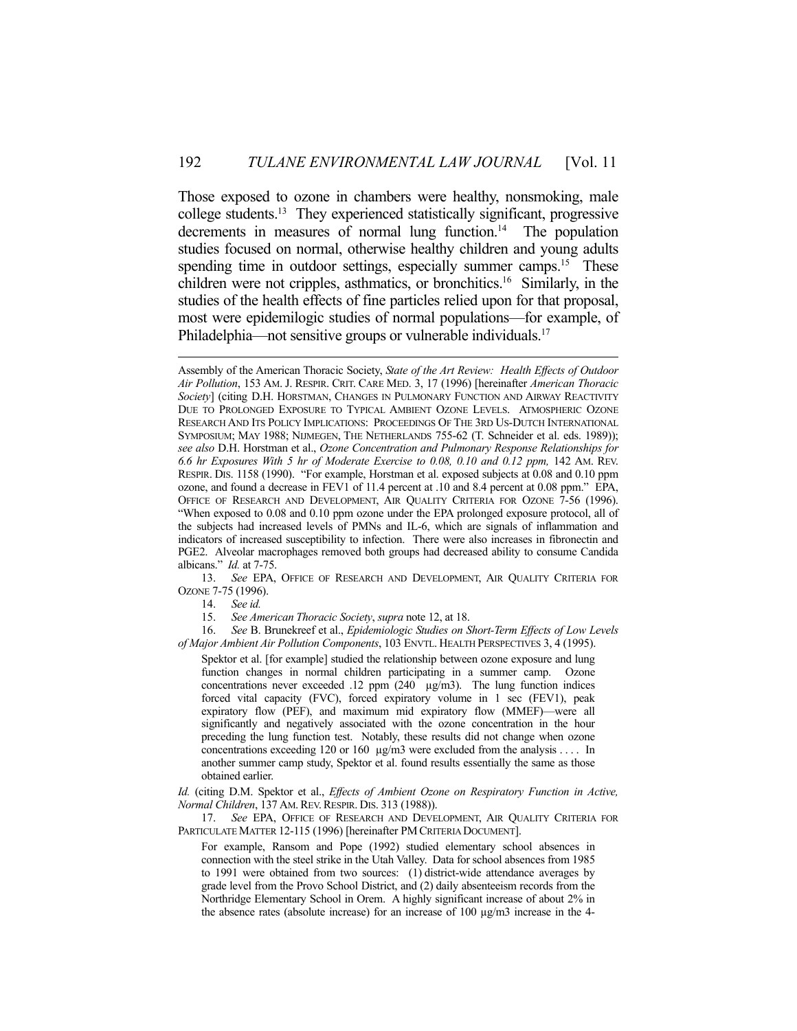Those exposed to ozone in chambers were healthy, nonsmoking, male college students.[13] They experienced statistically significant, progressive decrements in measures of normal lung function.[14] The population studies focused on normal, otherwise healthy children and young adults spending time in outdoor settings, especially summer camps.[15] These children were not cripples, asthmatics, or bronchitics.[16] Similarly, in the studies of the health effects of fine particles relied upon for that proposal, most were epidemilogic studies of normal populations—for example, of Philadelphia—not sensitive groups or vulnerable individuals.[17]

---

Assembly of the American Thoracic Society, *State of the Art Review: Health Effects of Outdoor Air Pollution*, 153 AM. J. RESPIR. CRIT. CARE MED. 3, 17 (1996) [hereinafter *American Thoracic Society*] (citing D.H. HORSTMAN, CHANGES IN PULMONARY FUNCTION AND AIRWAY REACTIVITY DUE TO PROLONGED EXPOSURE TO TYPICAL AMBIENT OZONE LEVELS. ATMOSPHERIC OZONE RESEARCH AND ITS POLICY IMPLICATIONS: PROCEEDINGS OF THE 3RD US-DUTCH INTERNATIONAL SYMPOSIUM; MAY 1988; NIJMEGEN, THE NETHERLANDS 755-62 (T. Schneider et al. eds. 1989)); *see also* D.H. Horstman et al., *Ozone Concentration and Pulmonary Response Relationships for 6.6 hr Exposures With 5 hr of Moderate Exercise to 0.08, 0.10 and 0.12 ppm,* 142 AM. REV. RESPIR. DIS. 1158 (1990). "For example, Horstman et al. exposed subjects at 0.08 and 0.10 ppm ozone, and found a decrease in FEV1 of 11.4 percent at .10 and 8.4 percent at 0.08 ppm." EPA, OFFICE OF RESEARCH AND DEVELOPMENT, AIR QUALITY CRITERIA FOR OZONE 7-56 (1996). "When exposed to 0.08 and 0.10 ppm ozone under the EPA prolonged exposure protocol, all of the subjects had increased levels of PMNs and IL-6, which are signals of inflammation and indicators of increased susceptibility to infection. There were also increases in fibronectin and PGE2. Alveolar macrophages removed both groups had decreased ability to consume Candida albicans." *Id.* at 7-75.

13. *See* EPA, OFFICE OF RESEARCH AND DEVELOPMENT, AIR QUALITY CRITERIA FOR OZONE 7-75 (1996).

14. *See id.*

15. *See American Thoracic Society*, *supra* note 12, at 18.

16. *See* B. Brunekreef et al., *Epidemiologic Studies on Short-Term Effects of Low Levels of Major Ambient Air Pollution Components*, 103 ENVTL. HEALTH PERSPECTIVES 3, 4 (1995).

> Spektor et al. [for example] studied the relationship between ozone exposure and lung function changes in normal children participating in a summer camp. Ozone concentrations never exceeded .12 ppm (240 µg/m3). The lung function indices forced vital capacity (FVC), forced expiratory volume in 1 sec (FEV1), peak expiratory flow (PEF), and maximum mid expiratory flow (MMEF)—were all significantly and negatively associated with the ozone concentration in the hour preceding the lung function test. Notably, these results did not change when ozone concentrations exceeding 120 or 160 µg/m3 were excluded from the analysis . . . . In another summer camp study, Spektor et al. found results essentially the same as those obtained earlier.

*Id.* (citing D.M. Spektor et al., *Effects of Ambient Ozone on Respiratory Function in Active, Normal Children*, 137 AM. REV. RESPIR. DIS. 313 (1988)).

17. *See* EPA, OFFICE OF RESEARCH AND DEVELOPMENT, AIR QUALITY CRITERIA FOR PARTICULATE MATTER 12-115 (1996) [hereinafter PM CRITERIA DOCUMENT].

> For example, Ransom and Pope (1992) studied elementary school absences in connection with the steel strike in the Utah Valley. Data for school absences from 1985 to 1991 were obtained from two sources: (1) district-wide attendance averages by grade level from the Provo School District, and (2) daily absenteeism records from the Northridge Elementary School in Orem. A highly significant increase of about 2% in the absence rates (absolute increase) for an increase of 100 µg/m3 increase in the 4-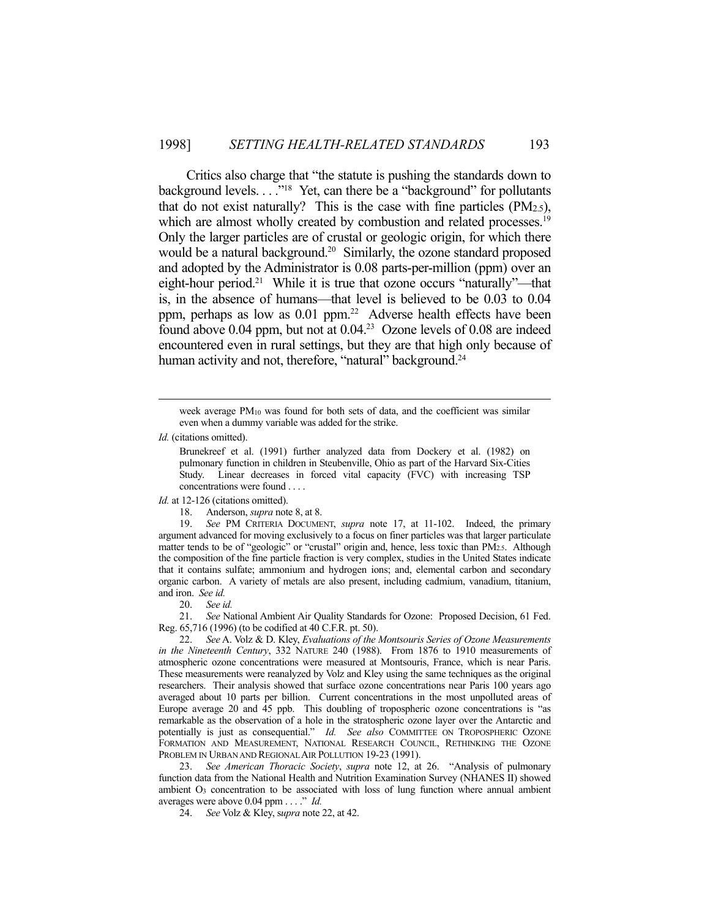Critics also charge that "the statute is pushing the standards down to background levels. . . ."[18] Yet, can there be a "background" for pollutants that do not exist naturally? This is the case with fine particles ($PM_{2.5}$), which are almost wholly created by combustion and related processes.[19] Only the larger particles are of crustal or geologic origin, for which there would be a natural background.[20] Similarly, the ozone standard proposed and adopted by the Administrator is 0.08 parts-per-million (ppm) over an eight-hour period.[21] While it is true that ozone occurs "naturally"—that is, in the absence of humans—that level is believed to be 0.03 to 0.04 ppm, perhaps as low as 0.01 ppm.[22] Adverse health effects have been found above 0.04 ppm, but not at 0.04.[23] Ozone levels of 0.08 are indeed encountered even in rural settings, but they are that high only because of human activity and not, therefore, "natural" background.[24]

---

> week average $PM_{10}$ was found for both sets of data, and the coefficient was similar even when a dummy variable was added for the strike.

*Id.* (citations omitted).

> Brunekreef et al. (1991) further analyzed data from Dockery et al. (1982) on pulmonary function in children in Steubenville, Ohio as part of the Harvard Six-Cities Study. Linear decreases in forced vital capacity (FVC) with increasing TSP concentrations were found . . . .

*Id.* at 12-126 (citations omitted).

18. Anderson, *supra* note 8, at 8.

19. *See* PM CRITERIA DOCUMENT, *supra* note 17, at 11-102. Indeed, the primary argument advanced for moving exclusively to a focus on finer particles was that larger particulate matter tends to be of "geologic" or "crustal" origin and, hence, less toxic than $PM_{2.5}$. Although the composition of the fine particle fraction is very complex, studies in the United States indicate that it contains sulfate; ammonium and hydrogen ions; and, elemental carbon and secondary organic carbon. A variety of metals are also present, including cadmium, vanadium, titanium, and iron. *See id.*

20. *See id.*

21. *See* National Ambient Air Quality Standards for Ozone: Proposed Decision, 61 Fed. Reg. 65,716 (1996) (to be codified at 40 C.F.R. pt. 50).

22. *See* A. Volz & D. Kley, *Evaluations of the Montsouris Series of Ozone Measurements in the Nineteenth Century*, 332 NATURE 240 (1988). From 1876 to 1910 measurements of atmospheric ozone concentrations were measured at Montsouris, France, which is near Paris. These measurements were reanalyzed by Volz and Kley using the same techniques as the original researchers. Their analysis showed that surface ozone concentrations near Paris 100 years ago averaged about 10 parts per billion. Current concentrations in the most unpolluted areas of Europe average 20 and 45 ppb. This doubling of tropospheric ozone concentrations is "as remarkable as the observation of a hole in the stratospheric ozone layer over the Antarctic and potentially is just as consequential." *Id.* *See also* COMMITTEE ON TROPOSPHERIC OZONE FORMATION AND MEASUREMENT, NATIONAL RESEARCH COUNCIL, RETHINKING THE OZONE PROBLEM IN URBAN AND REGIONAL AIR POLLUTION 19-23 (1991).

23. *See American Thoracic Society*, *supra* note 12, at 26. "Analysis of pulmonary function data from the National Health and Nutrition Examination Survey (NHANES II) showed ambient $O_3$ concentration to be associated with loss of lung function where annual ambient averages were above 0.04 ppm . . . ." *Id.*

24. *See* Volz & Kley, *supra* note 22, at 42.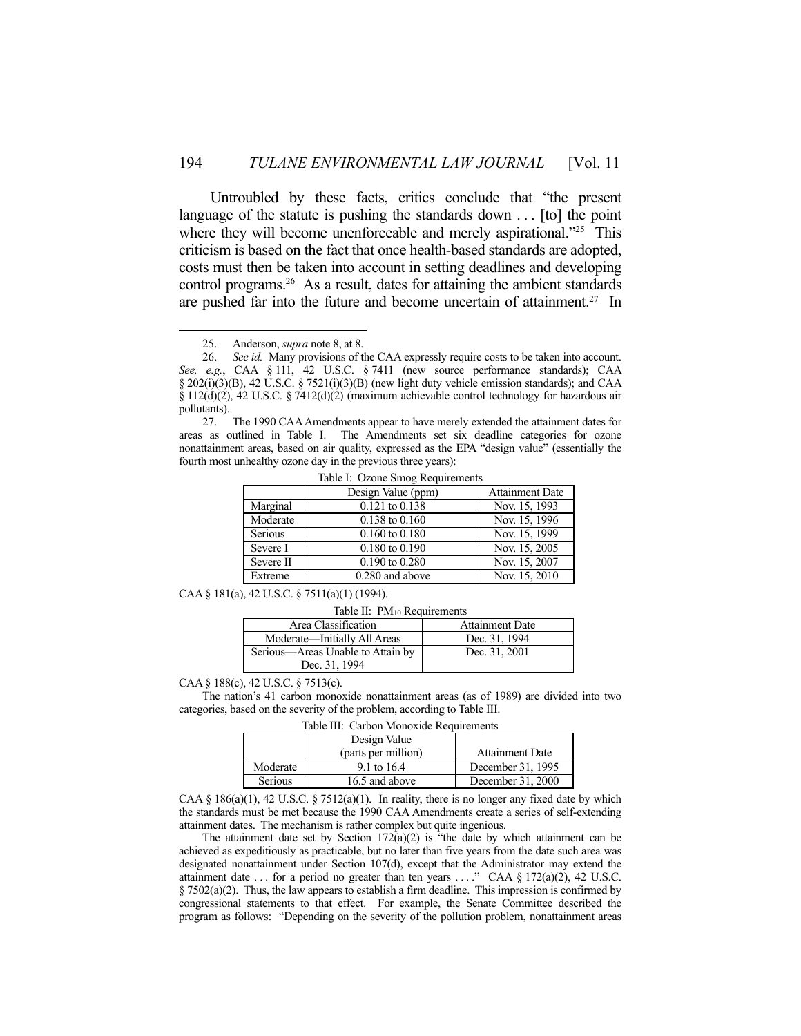Untroubled by these facts, critics conclude that "the present language of the statute is pushing the standards down . . . [to] the point where they will become unenforceable and merely aspirational."[25] This criticism is based on the fact that once health-based standards are adopted, costs must then be taken into account in setting deadlines and developing control programs.[26] As a result, dates for attaining the ambient standards are pushed far into the future and become uncertain of attainment.[27] In

---

25. Anderson, *supra* note 8, at 8.

26. *See id.* Many provisions of the CAA expressly require costs to be taken into account. *See, e.g.*, CAA § 111, 42 U.S.C. § 7411 (new source performance standards); CAA § 202(i)(3)(B), 42 U.S.C. § 7521(i)(3)(B) (new light duty vehicle emission standards); and CAA § 112(d)(2), 42 U.S.C. § 7412(d)(2) (maximum achievable control technology for hazardous air pollutants).

27. The 1990 CAA Amendments appear to have merely extended the attainment dates for areas as outlined in Table I. The Amendments set six deadline categories for ozone nonattainment areas, based on air quality, expressed as the EPA "design value" (essentially the fourth most unhealthy ozone day in the previous three years):

Table I: Ozone Smog Requirements

| | Design Value (ppm) | Attainment Date |
|---|---|---|
| Marginal | 0.121 to 0.138 | Nov. 15, 1993 |
| Moderate | 0.138 to 0.160 | Nov. 15, 1996 |
| Serious | 0.160 to 0.180 | Nov. 15, 1999 |
| Severe I | 0.180 to 0.190 | Nov. 15, 2005 |
| Severe II | 0.190 to 0.280 | Nov. 15, 2007 |
| Extreme | 0.280 and above | Nov. 15, 2010 |

CAA § 181(a), 42 U.S.C. § 7511(a)(1) (1994).

Table II: $PM_{10}$ Requirements

| Area Classification | Attainment Date |
|---|---|
| Moderate—Initially All Areas | Dec. 31, 1994 |
| Serious—Areas Unable to Attain by Dec. 31, 1994 | Dec. 31, 2001 |

CAA § 188(c), 42 U.S.C. § 7513(c).

The nation's 41 carbon monoxide nonattainment areas (as of 1989) are divided into two categories, based on the severity of the problem, according to Table III.

Table III: Carbon Monoxide Requirements

| | Design Value (parts per million) | Attainment Date |
|---|---|---|
| Moderate | 9.1 to 16.4 | December 31, 1995 |
| Serious | 16.5 and above | December 31, 2000 |

CAA § 186(a)(1), 42 U.S.C. § 7512(a)(1). In reality, there is no longer any fixed date by which the standards must be met because the 1990 CAA Amendments create a series of self-extending attainment dates. The mechanism is rather complex but quite ingenious.

The attainment date set by Section 172(a)(2) is "the date by which attainment can be achieved as expeditiously as practicable, but no later than five years from the date such area was designated nonattainment under Section 107(d), except that the Administrator may extend the attainment date . . . for a period no greater than ten years . . . ." CAA § 172(a)(2), 42 U.S.C. § 7502(a)(2). Thus, the law appears to establish a firm deadline. This impression is confirmed by congressional statements to that effect. For example, the Senate Committee described the program as follows: "Depending on the severity of the pollution problem, nonattainment areas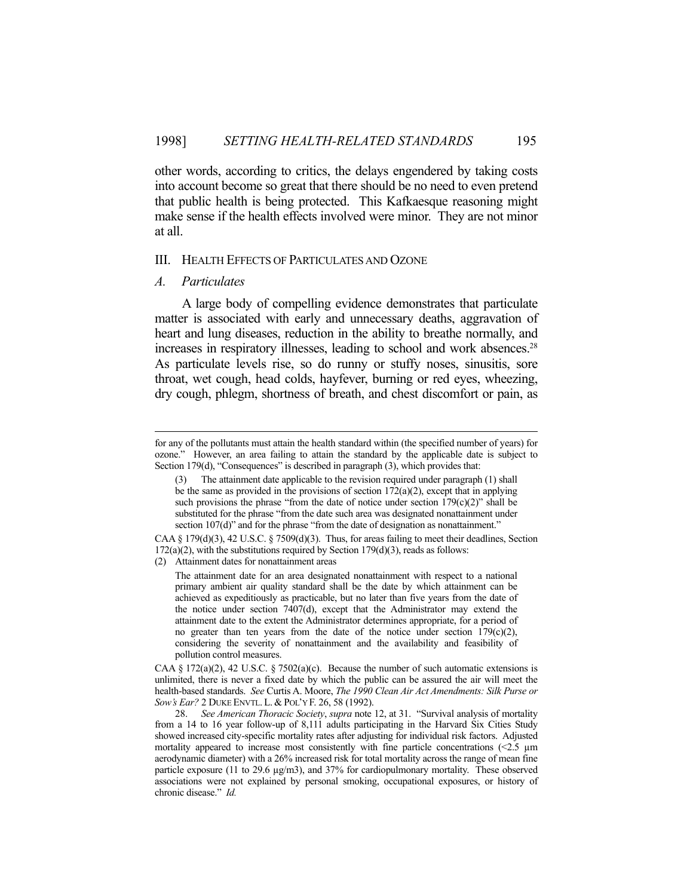other words, according to critics, the delays engendered by taking costs into account become so great that there should be no need to even pretend that public health is being protected. This Kafkaesque reasoning might make sense if the health effects involved were minor. They are not minor at all.

## III. Health Effects of Particulates and Ozone

### *A. Particulates*

A large body of compelling evidence demonstrates that particulate matter is associated with early and unnecessary deaths, aggravation of heart and lung diseases, reduction in the ability to breathe normally, and increases in respiratory illnesses, leading to school and work absences.[28] As particulate levels rise, so do runny or stuffy noses, sinusitis, sore throat, wet cough, head colds, hayfever, burning or red eyes, wheezing, dry cough, phlegm, shortness of breath, and chest discomfort or pain, as

---

for any of the pollutants must attain the health standard within (the specified number of years) for ozone." However, an area failing to attain the standard by the applicable date is subject to Section 179(d), "Consequences" is described in paragraph (3), which provides that:

> (3) The attainment date applicable to the revision required under paragraph (1) shall be the same as provided in the provisions of section 172(a)(2), except that in applying such provisions the phrase "from the date of notice under section 179(c)(2)" shall be substituted for the phrase "from the date such area was designated nonattainment under section 107(d)" and for the phrase "from the date of designation as nonattainment."

CAA § 179(d)(3), 42 U.S.C. § 7509(d)(3). Thus, for areas failing to meet their deadlines, Section 172(a)(2), with the substitutions required by Section 179(d)(3), reads as follows:

> (2) Attainment dates for nonattainment areas
>
> The attainment date for an area designated nonattainment with respect to a national primary ambient air quality standard shall be the date by which attainment can be achieved as expeditiously as practicable, but no later than five years from the date of the notice under section 7407(d), except that the Administrator may extend the attainment date to the extent the Administrator determines appropriate, for a period of no greater than ten years from the date of the notice under section 179(c)(2), considering the severity of nonattainment and the availability and feasibility of pollution control measures.

CAA § 172(a)(2), 42 U.S.C. § 7502(a)(c). Because the number of such automatic extensions is unlimited, there is never a fixed date by which the public can be assured the air will meet the health-based standards. *See* Curtis A. Moore, *The 1990 Clean Air Act Amendments: Silk Purse or Sow's Ear?* 2 DUKE ENVTL. L. & POL'Y F. 26, 58 (1992).

28. *See American Thoracic Society*, *supra* note 12, at 31. "Survival analysis of mortality from a 14 to 16 year follow-up of 8,111 adults participating in the Harvard Six Cities Study showed increased city-specific mortality rates after adjusting for individual risk factors. Adjusted mortality appeared to increase most consistently with fine particle concentrations (<2.5 µm aerodynamic diameter) with a 26% increased risk for total mortality across the range of mean fine particle exposure (11 to 29.6 µg/m3), and 37% for cardiopulmonary mortality. These observed associations were not explained by personal smoking, occupational exposures, or history of chronic disease." *Id.*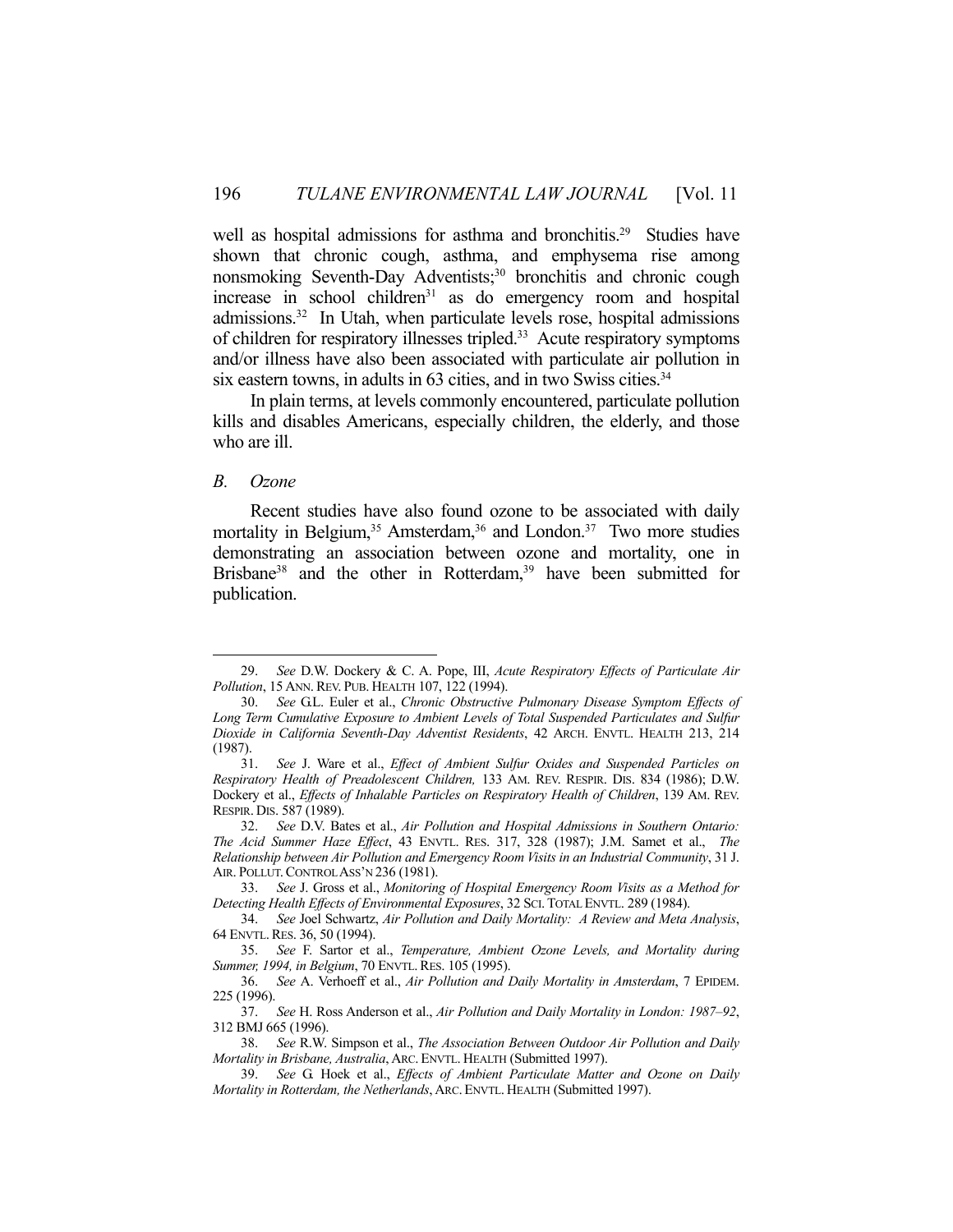well as hospital admissions for asthma and bronchitis.[29] Studies have shown that chronic cough, asthma, and emphysema rise among nonsmoking Seventh-Day Adventists;[30] bronchitis and chronic cough increase in school children[31] as do emergency room and hospital admissions.[32] In Utah, when particulate levels rose, hospital admissions of children for respiratory illnesses tripled.[33] Acute respiratory symptoms and/or illness have also been associated with particulate air pollution in six eastern towns, in adults in 63 cities, and in two Swiss cities.[34]

In plain terms, at levels commonly encountered, particulate pollution kills and disables Americans, especially children, the elderly, and those who are ill.

### *B. Ozone*

Recent studies have also found ozone to be associated with daily mortality in Belgium,[35] Amsterdam,[36] and London.[37] Two more studies demonstrating an association between ozone and mortality, one in Brisbane[38] and the other in Rotterdam,[39] have been submitted for publication.

---

29. *See* D.W. Dockery & C. A. Pope, III, *Acute Respiratory Effects of Particulate Air Pollution*, 15 ANN. REV. PUB. HEALTH 107, 122 (1994).

30. *See* G.L. Euler et al., *Chronic Obstructive Pulmonary Disease Symptom Effects of Long Term Cumulative Exposure to Ambient Levels of Total Suspended Particulates and Sulfur Dioxide in California Seventh-Day Adventist Residents*, 42 ARCH. ENVTL. HEALTH 213, 214 (1987).

31. *See* J. Ware et al., *Effect of Ambient Sulfur Oxides and Suspended Particles on Respiratory Health of Preadolescent Children,* 133 AM. REV. RESPIR. DIS. 834 (1986); D.W. Dockery et al., *Effects of Inhalable Particles on Respiratory Health of Children*, 139 AM. REV. RESPIR. DIS. 587 (1989).

32. *See* D.V. Bates et al., *Air Pollution and Hospital Admissions in Southern Ontario: The Acid Summer Haze Effect*, 43 ENVTL. RES. 317, 328 (1987); J.M. Samet et al., *The Relationship between Air Pollution and Emergency Room Visits in an Industrial Community*, 31 J. AIR. POLLUT. CONTROL ASS'N 236 (1981).

33. *See* J. Gross et al., *Monitoring of Hospital Emergency Room Visits as a Method for Detecting Health Effects of Environmental Exposures*, 32 SCI. TOTAL ENVTL. 289 (1984).

34. *See* Joel Schwartz, *Air Pollution and Daily Mortality: A Review and Meta Analysis*, 64 ENVTL. RES. 36, 50 (1994).

35. *See* F. Sartor et al., *Temperature, Ambient Ozone Levels, and Mortality during Summer, 1994, in Belgium*, 70 ENVTL. RES. 105 (1995).

36. *See* A. Verhoeff et al., *Air Pollution and Daily Mortality in Amsterdam*, 7 EPIDEM. 225 (1996).

37. *See* H. Ross Anderson et al., *Air Pollution and Daily Mortality in London: 1987–92*, 312 BMJ 665 (1996).

38. *See* R.W. Simpson et al., *The Association Between Outdoor Air Pollution and Daily Mortality in Brisbane, Australia*, ARC. ENVTL. HEALTH (Submitted 1997).

39. *See* G. Hoek et al., *Effects of Ambient Particulate Matter and Ozone on Daily Mortality in Rotterdam, the Netherlands*, ARC. ENVTL. HEALTH (Submitted 1997).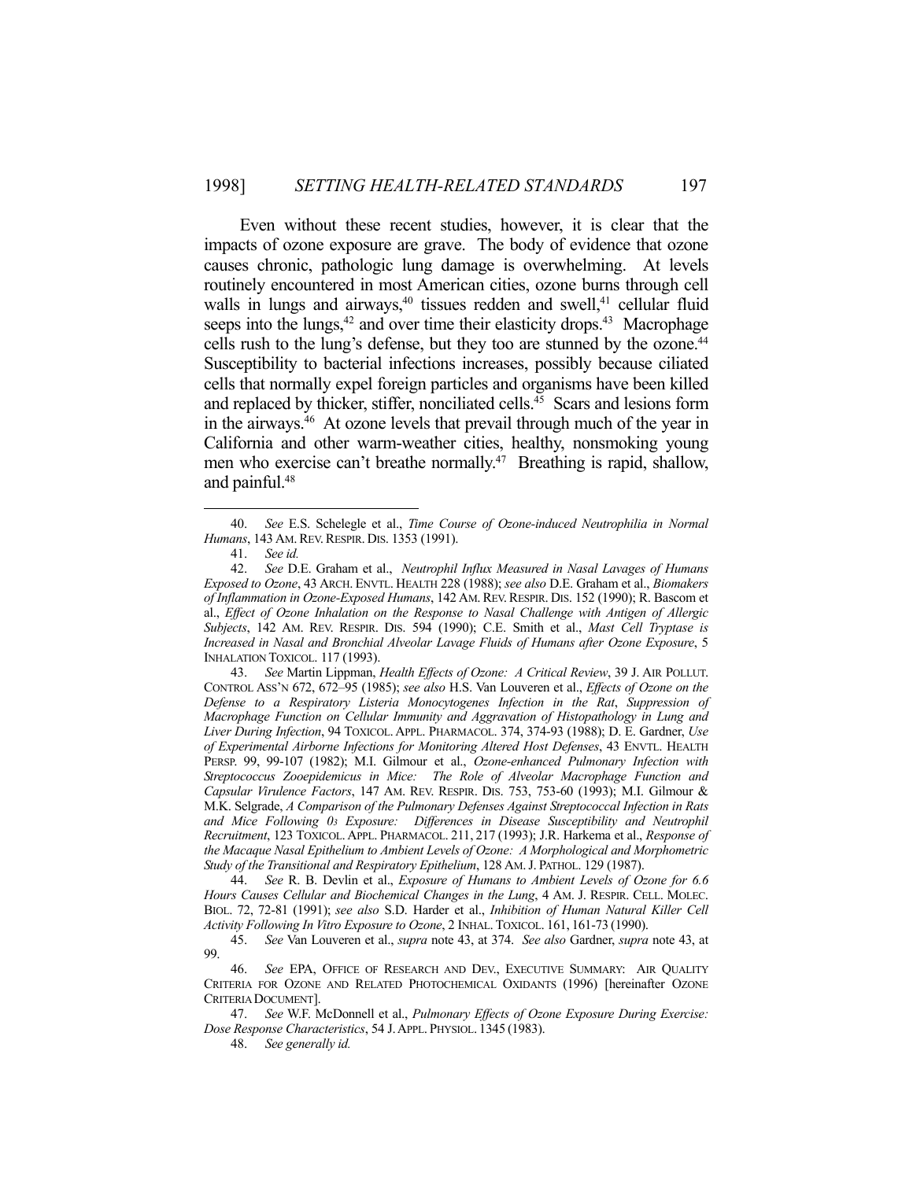Even without these recent studies, however, it is clear that the impacts of ozone exposure are grave. The body of evidence that ozone causes chronic, pathologic lung damage is overwhelming. At levels routinely encountered in most American cities, ozone burns through cell walls in lungs and airways,[40] tissues redden and swell,[41] cellular fluid seeps into the lungs,[42] and over time their elasticity drops.[43] Macrophage cells rush to the lung's defense, but they too are stunned by the ozone.[44] Susceptibility to bacterial infections increases, possibly because ciliated cells that normally expel foreign particles and organisms have been killed and replaced by thicker, stiffer, nonciliated cells.[45] Scars and lesions form in the airways.[46] At ozone levels that prevail through much of the year in California and other warm-weather cities, healthy, nonsmoking young men who exercise can't breathe normally.[47] Breathing is rapid, shallow, and painful.[48]

---

40. *See* E.S. Schelegle et al., *Time Course of Ozone-induced Neutrophilia in Normal Humans*, 143 AM. REV. RESPIR. DIS. 1353 (1991).

41. *See id.*

42. *See* D.E. Graham et al., *Neutrophil Influx Measured in Nasal Lavages of Humans Exposed to Ozone*, 43 ARCH. ENVTL. HEALTH 228 (1988); *see also* D.E. Graham et al., *Biomakers of Inflammation in Ozone-Exposed Humans*, 142 AM. REV. RESPIR. DIS. 152 (1990); R. Bascom et al., *Effect of Ozone Inhalation on the Response to Nasal Challenge with Antigen of Allergic Subjects*, 142 AM. REV. RESPIR. DIS. 594 (1990); C.E. Smith et al., *Mast Cell Tryptase is Increased in Nasal and Bronchial Alveolar Lavage Fluids of Humans after Ozone Exposure*, 5 INHALATION TOXICOL. 117 (1993).

43. *See* Martin Lippman, *Health Effects of Ozone: A Critical Review*, 39 J. AIR POLLUT. CONTROL ASS'N 672, 672–95 (1985); *see also* H.S. Van Louveren et al., *Effects of Ozone on the Defense to a Respiratory Listeria Monocytogenes Infection in the Rat, Suppression of Macrophage Function on Cellular Immunity and Aggravation of Histopathology in Lung and Liver During Infection*, 94 TOXICOL. APPL. PHARMACOL. 374, 374-93 (1988); D. E. Gardner, *Use of Experimental Airborne Infections for Monitoring Altered Host Defenses*, 43 ENVTL. HEALTH PERSP. 99, 99-107 (1982); M.I. Gilmour et al., *Ozone-enhanced Pulmonary Infection with Streptococcus Zooepidemicus in Mice: The Role of Alveolar Macrophage Function and Capsular Virulence Factors*, 147 AM. REV. RESPIR. DIS. 753, 753-60 (1993); M.I. Gilmour & M.K. Selgrade, *A Comparison of the Pulmonary Defenses Against Streptococcal Infection in Rats and Mice Following $O_3$ Exposure: Differences in Disease Susceptibility and Neutrophil Recruitment*, 123 TOXICOL. APPL. PHARMACOL. 211, 217 (1993); J.R. Harkema et al., *Response of the Macaque Nasal Epithelium to Ambient Levels of Ozone: A Morphological and Morphometric Study of the Transitional and Respiratory Epithelium*, 128 AM. J. PATHOL. 129 (1987).

44. *See* R. B. Devlin et al., *Exposure of Humans to Ambient Levels of Ozone for 6.6 Hours Causes Cellular and Biochemical Changes in the Lung*, 4 AM. J. RESPIR. CELL. MOLEC. BIOL. 72, 72-81 (1991); *see also* S.D. Harder et al., *Inhibition of Human Natural Killer Cell Activity Following In Vitro Exposure to Ozone*, 2 INHAL. TOXICOL. 161, 161-73 (1990).

45. *See* Van Louveren et al., *supra* note 43, at 374. *See also* Gardner, *supra* note 43, at 99.

46. *See* EPA, OFFICE OF RESEARCH AND DEV., EXECUTIVE SUMMARY: AIR QUALITY CRITERIA FOR OZONE AND RELATED PHOTOCHEMICAL OXIDANTS (1996) [hereinafter OZONE CRITERIA DOCUMENT].

47. *See* W.F. McDonnell et al., *Pulmonary Effects of Ozone Exposure During Exercise: Dose Response Characteristics*, 54 J. APPL. PHYSIOL. 1345 (1983).

48. *See generally id.*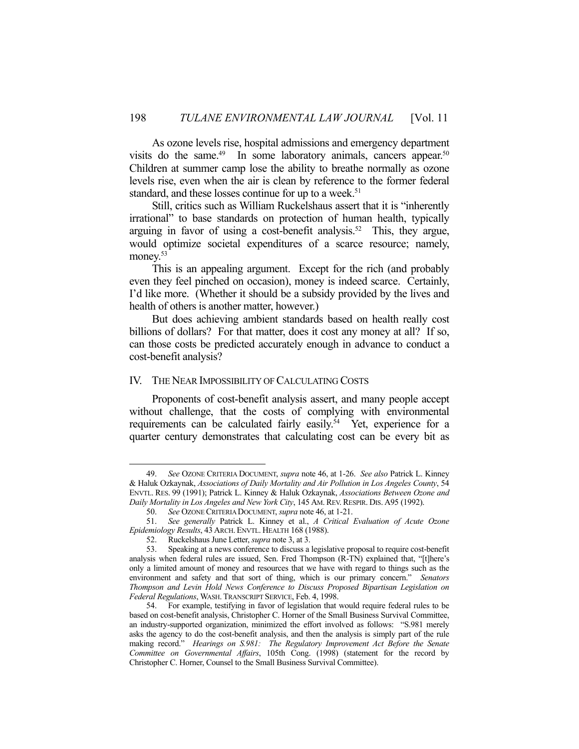As ozone levels rise, hospital admissions and emergency department visits do the same.[49] In some laboratory animals, cancers appear.[50] Children at summer camp lose the ability to breathe normally as ozone levels rise, even when the air is clean by reference to the former federal standard, and these losses continue for up to a week.[51]

Still, critics such as William Ruckelshaus assert that it is "inherently irrational" to base standards on protection of human health, typically arguing in favor of using a cost-benefit analysis.[52] This, they argue, would optimize societal expenditures of a scarce resource; namely, money.[53]

This is an appealing argument. Except for the rich (and probably even they feel pinched on occasion), money is indeed scarce. Certainly, I'd like more. (Whether it should be a subsidy provided by the lives and health of others is another matter, however.)

But does achieving ambient standards based on health really cost billions of dollars? For that matter, does it cost any money at all? If so, can those costs be predicted accurately enough in advance to conduct a cost-benefit analysis?

## IV. THE NEAR IMPOSSIBILITY OF CALCULATING COSTS

Proponents of cost-benefit analysis assert, and many people accept without challenge, that the costs of complying with environmental requirements can be calculated fairly easily.[54] Yet, experience for a quarter century demonstrates that calculating cost can be every bit as

---

49. *See* OZONE CRITERIA DOCUMENT, *supra* note 46, at 1-26. *See also* Patrick L. Kinney & Haluk Ozkaynak, *Associations of Daily Mortality and Air Pollution in Los Angeles County*, 54 ENVTL. RES. 99 (1991); Patrick L. Kinney & Haluk Ozkaynak, *Associations Between Ozone and Daily Mortality in Los Angeles and New York City*, 145 AM. REV. RESPIR. DIS. A95 (1992).

50. *See* OZONE CRITERIA DOCUMENT, *supra* note 46, at 1-21.

51. *See generally* Patrick L. Kinney et al., *A Critical Evaluation of Acute Ozone Epidemiology Results*, 43 ARCH. ENVTL. HEALTH 168 (1988).

52. Ruckelshaus June Letter, *supra* note 3, at 3.

53. Speaking at a news conference to discuss a legislative proposal to require cost-benefit analysis when federal rules are issued, Sen. Fred Thompson (R-TN) explained that, "[t]here's only a limited amount of money and resources that we have with regard to things such as the environment and safety and that sort of thing, which is our primary concern." *Senators Thompson and Levin Hold News Conference to Discuss Proposed Bipartisan Legislation on Federal Regulations*, WASH. TRANSCRIPT SERVICE, Feb. 4, 1998.

54. For example, testifying in favor of legislation that would require federal rules to be based on cost-benefit analysis, Christopher C. Horner of the Small Business Survival Committee, an industry-supported organization, minimized the effort involved as follows: "S.981 merely asks the agency to do the cost-benefit analysis, and then the analysis is simply part of the rule making record." *Hearings on S.981: The Regulatory Improvement Act Before the Senate Committee on Governmental Affairs*, 105th Cong. (1998) (statement for the record by Christopher C. Horner, Counsel to the Small Business Survival Committee).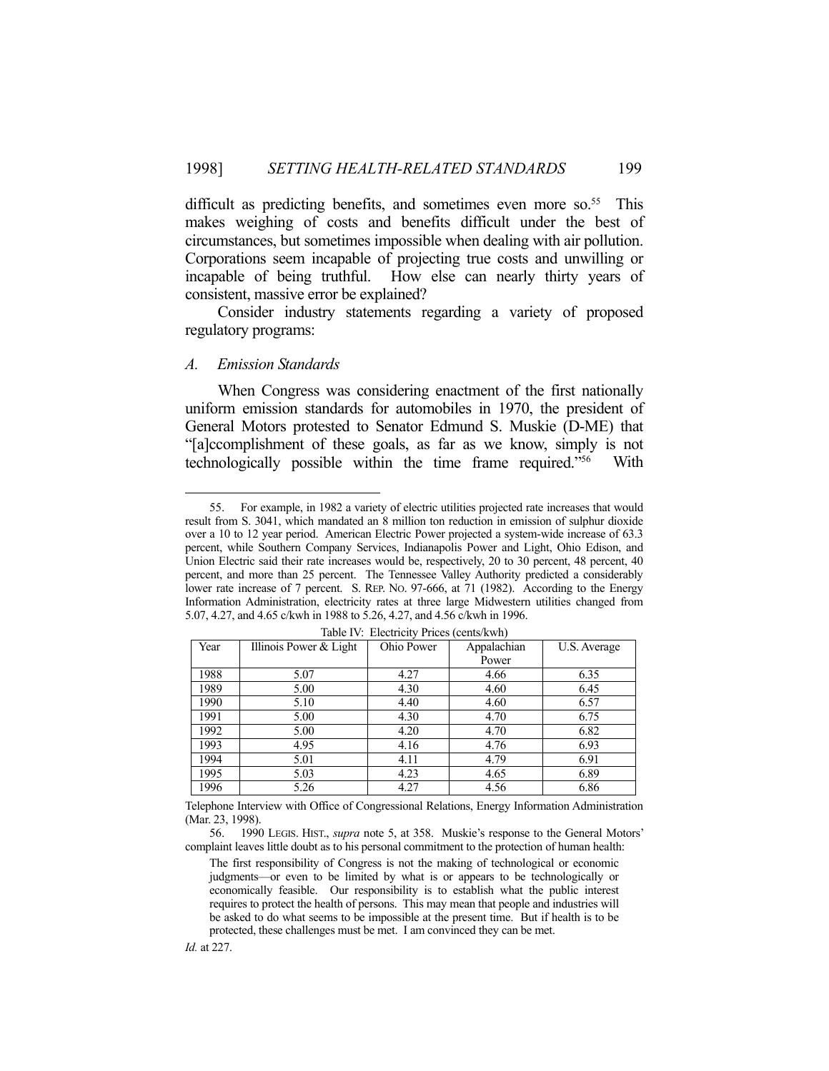difficult as predicting benefits, and sometimes even more so.[55] This makes weighing of costs and benefits difficult under the best of circumstances, but sometimes impossible when dealing with air pollution. Corporations seem incapable of projecting true costs and unwilling or incapable of being truthful. How else can nearly thirty years of consistent, massive error be explained?

Consider industry statements regarding a variety of proposed regulatory programs:

### *A. Emission Standards*

When Congress was considering enactment of the first nationally uniform emission standards for automobiles in 1970, the president of General Motors protested to Senator Edmund S. Muskie (D-ME) that "[a]ccomplishment of these goals, as far as we know, simply is not technologically possible within the time frame required."[56] With

---

55. For example, in 1982 a variety of electric utilities projected rate increases that would result from S. 3041, which mandated an 8 million ton reduction in emission of sulphur dioxide over a 10 to 12 year period. American Electric Power projected a system-wide increase of 63.3 percent, while Southern Company Services, Indianapolis Power and Light, Ohio Edison, and Union Electric said their rate increases would be, respectively, 20 to 30 percent, 48 percent, 40 percent, and more than 25 percent. The Tennessee Valley Authority predicted a considerably lower rate increase of 7 percent. S. REP. NO. 97-666, at 71 (1982). According to the Energy Information Administration, electricity rates at three large Midwestern utilities changed from 5.07, 4.27, and 4.65 c/kwh in 1988 to 5.26, 4.27, and 4.56 c/kwh in 1996.

Table IV: Electricity Prices (cents/kwh)

| Year | Illinois Power & Light | Ohio Power | Appalachian Power | U.S. Average |
|---|---|---|---|---|
| 1988 | 5.07 | 4.27 | 4.66 | 6.35 |
| 1989 | 5.00 | 4.30 | 4.60 | 6.45 |
| 1990 | 5.10 | 4.40 | 4.60 | 6.57 |
| 1991 | 5.00 | 4.30 | 4.70 | 6.75 |
| 1992 | 5.00 | 4.20 | 4.70 | 6.82 |
| 1993 | 4.95 | 4.16 | 4.76 | 6.93 |
| 1994 | 5.01 | 4.11 | 4.79 | 6.91 |
| 1995 | 5.03 | 4.23 | 4.65 | 6.89 |
| 1996 | 5.26 | 4.27 | 4.56 | 6.86 |

Telephone Interview with Office of Congressional Relations, Energy Information Administration (Mar. 23, 1998).

56. 1990 LEGIS. HIST., *supra* note 5, at 358. Muskie's response to the General Motors' complaint leaves little doubt as to his personal commitment to the protection of human health:

> The first responsibility of Congress is not the making of technological or economic judgments—or even to be limited by what is or appears to be technologically or economically feasible. Our responsibility is to establish what the public interest requires to protect the health of persons. This may mean that people and industries will be asked to do what seems to be impossible at the present time. But if health is to be protected, these challenges must be met. I am convinced they can be met.

*Id.* at 227.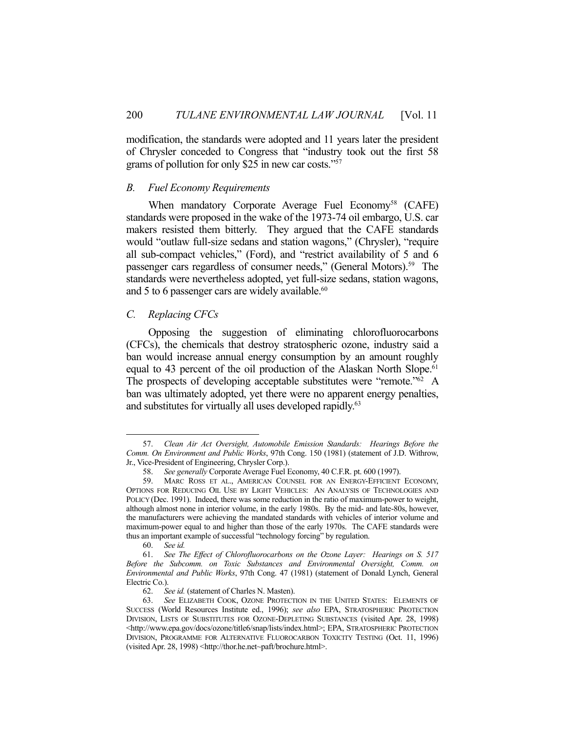modification, the standards were adopted and 11 years later the president of Chrysler conceded to Congress that "industry took out the first 58 grams of pollution for only $25 in new car costs."[57]

### *B. Fuel Economy Requirements*

When mandatory Corporate Average Fuel Economy[58] (CAFE) standards were proposed in the wake of the 1973-74 oil embargo, U.S. car makers resisted them bitterly. They argued that the CAFE standards would "outlaw full-size sedans and station wagons," (Chrysler), "require all sub-compact vehicles," (Ford), and "restrict availability of 5 and 6 passenger cars regardless of consumer needs," (General Motors).[59] The standards were nevertheless adopted, yet full-size sedans, station wagons, and 5 to 6 passenger cars are widely available.[60]

### *C. Replacing CFCs*

Opposing the suggestion of eliminating chlorofluorocarbons (CFCs), the chemicals that destroy stratospheric ozone, industry said a ban would increase annual energy consumption by an amount roughly equal to 43 percent of the oil production of the Alaskan North Slope.[61] The prospects of developing acceptable substitutes were "remote."[62] A ban was ultimately adopted, yet there were no apparent energy penalties, and substitutes for virtually all uses developed rapidly.[63]

---

57. *Clean Air Act Oversight, Automobile Emission Standards: Hearings Before the Comm. On Environment and Public Works*, 97th Cong. 150 (1981) (statement of J.D. Withrow, Jr., Vice-President of Engineering, Chrysler Corp.).

58. *See generally* Corporate Average Fuel Economy, 40 C.F.R. pt. 600 (1997).

59. MARC ROSS ET AL., AMERICAN COUNSEL FOR AN ENERGY-EFFICIENT ECONOMY, OPTIONS FOR REDUCING OIL USE BY LIGHT VEHICLES: AN ANALYSIS OF TECHNOLOGIES AND POLICY (Dec. 1991). Indeed, there was some reduction in the ratio of maximum-power to weight, although almost none in interior volume, in the early 1980s. By the mid- and late-80s, however, the manufacturers were achieving the mandated standards with vehicles of interior volume and maximum-power equal to and higher than those of the early 1970s. The CAFE standards were thus an important example of successful "technology forcing" by regulation.

60. *See id.*

61. *See The Effect of Chlorofluorocarbons on the Ozone Layer: Hearings on S. 517 Before the Subcomm. on Toxic Substances and Environmental Oversight, Comm. on Environmental and Public Works*, 97th Cong. 47 (1981) (statement of Donald Lynch, General Electric Co.).

62. *See id.* (statement of Charles N. Masten).

63. *See* ELIZABETH COOK, OZONE PROTECTION IN THE UNITED STATES: ELEMENTS OF SUCCESS (World Resources Institute ed., 1996); *see also* EPA, STRATOSPHERIC PROTECTION DIVISION, LISTS OF SUBSTITUTES FOR OZONE-DEPLETING SUBSTANCES (visited Apr. 28, 1998) <http://www.epa.gov/docs/ozone/title6/snap/lists/index.html>; EPA, STRATOSPHERIC PROTECTION DIVISION, PROGRAMME FOR ALTERNATIVE FLUOROCARBON TOXICITY TESTING (Oct. 11, 1996) (visited Apr. 28, 1998) <http://thor.he.net~paft/brochure.html>.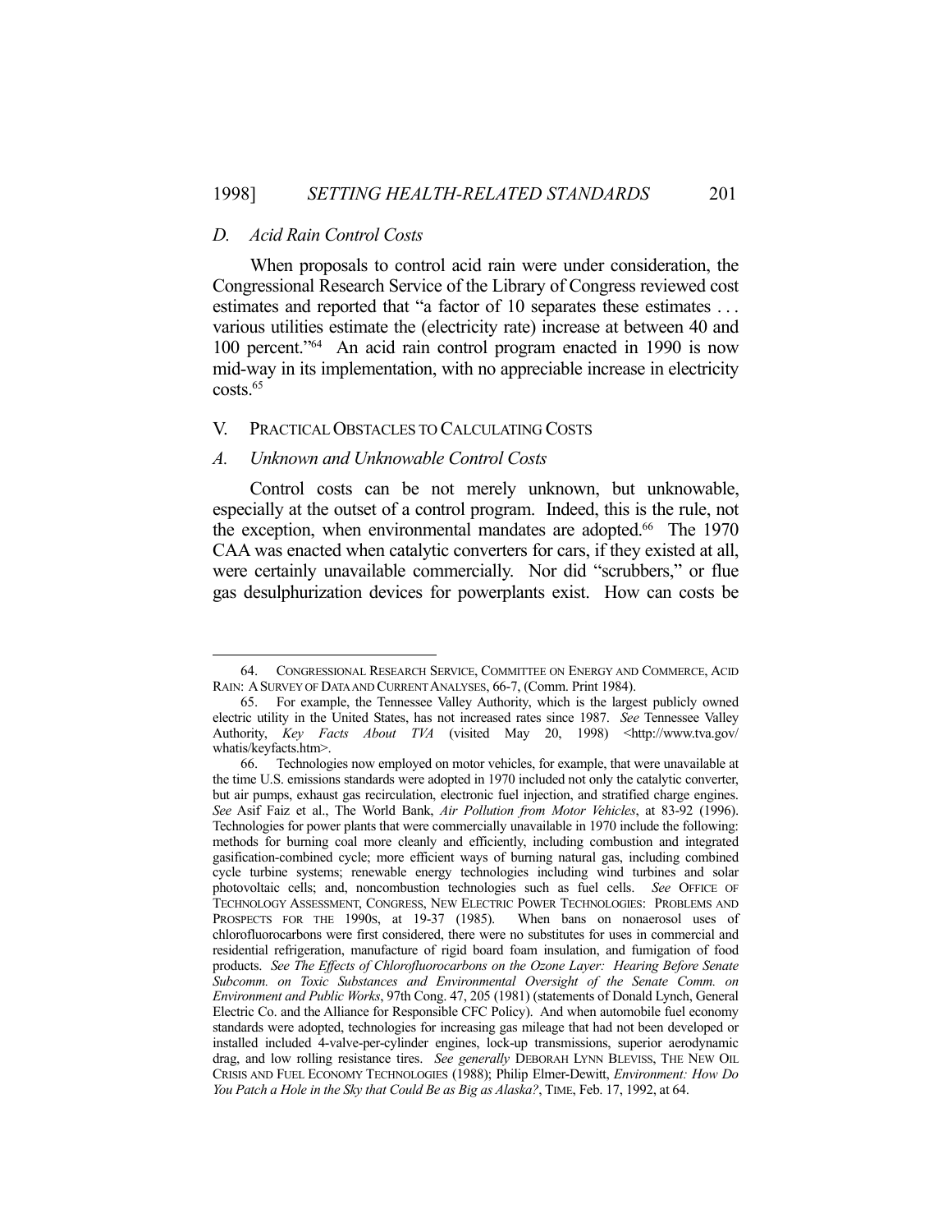### *D. Acid Rain Control Costs*

When proposals to control acid rain were under consideration, the Congressional Research Service of the Library of Congress reviewed cost estimates and reported that "a factor of 10 separates these estimates . . . various utilities estimate the (electricity rate) increase at between 40 and 100 percent."[64] An acid rain control program enacted in 1990 is now mid-way in its implementation, with no appreciable increase in electricity costs.[65]

## V. PRACTICAL OBSTACLES TO CALCULATING COSTS

### *A. Unknown and Unknowable Control Costs*

Control costs can be not merely unknown, but unknowable, especially at the outset of a control program. Indeed, this is the rule, not the exception, when environmental mandates are adopted.[66] The 1970 CAA was enacted when catalytic converters for cars, if they existed at all, were certainly unavailable commercially. Nor did "scrubbers," or flue gas desulphurization devices for powerplants exist. How can costs be

---

64. CONGRESSIONAL RESEARCH SERVICE, COMMITTEE ON ENERGY AND COMMERCE, ACID RAIN: A SURVEY OF DATA AND CURRENT ANALYSES, 66-7, (Comm. Print 1984).

65. For example, the Tennessee Valley Authority, which is the largest publicly owned electric utility in the United States, has not increased rates since 1987. *See* Tennessee Valley Authority, *Key Facts About TVA* (visited May 20, 1998) <http://www.tva.gov/whatis/keyfacts.htm>.

66. Technologies now employed on motor vehicles, for example, that were unavailable at the time U.S. emissions standards were adopted in 1970 included not only the catalytic converter, but air pumps, exhaust gas recirculation, electronic fuel injection, and stratified charge engines. *See* Asif Faiz et al., The World Bank, *Air Pollution from Motor Vehicles*, at 83-92 (1996). Technologies for power plants that were commercially unavailable in 1970 include the following: methods for burning coal more cleanly and efficiently, including combustion and integrated gasification-combined cycle; more efficient ways of burning natural gas, including combined cycle turbine systems; renewable energy technologies including wind turbines and solar photovoltaic cells; and, noncombustion technologies such as fuel cells. *See* OFFICE OF TECHNOLOGY ASSESSMENT, CONGRESS, NEW ELECTRIC POWER TECHNOLOGIES: PROBLEMS AND PROSPECTS FOR THE 1990S, at 19-37 (1985). When bans on nonaerosol uses of chlorofluorocarbons were first considered, there were no substitutes for uses in commercial and residential refrigeration, manufacture of rigid board foam insulation, and fumigation of food products. *See The Effects of Chlorofluorocarbons on the Ozone Layer: Hearing Before Senate Subcomm. on Toxic Substances and Environmental Oversight of the Senate Comm. on Environment and Public Works*, 97th Cong. 47, 205 (1981) (statements of Donald Lynch, General Electric Co. and the Alliance for Responsible CFC Policy). And when automobile fuel economy standards were adopted, technologies for increasing gas mileage that had not been developed or installed included 4-valve-per-cylinder engines, lock-up transmissions, superior aerodynamic drag, and low rolling resistance tires. *See generally* DEBORAH LYNN BLEVISS, THE NEW OIL CRISIS AND FUEL ECONOMY TECHNOLOGIES (1988); Philip Elmer-Dewitt, *Environment: How Do You Patch a Hole in the Sky that Could Be as Big as Alaska?*, TIME, Feb. 17, 1992, at 64.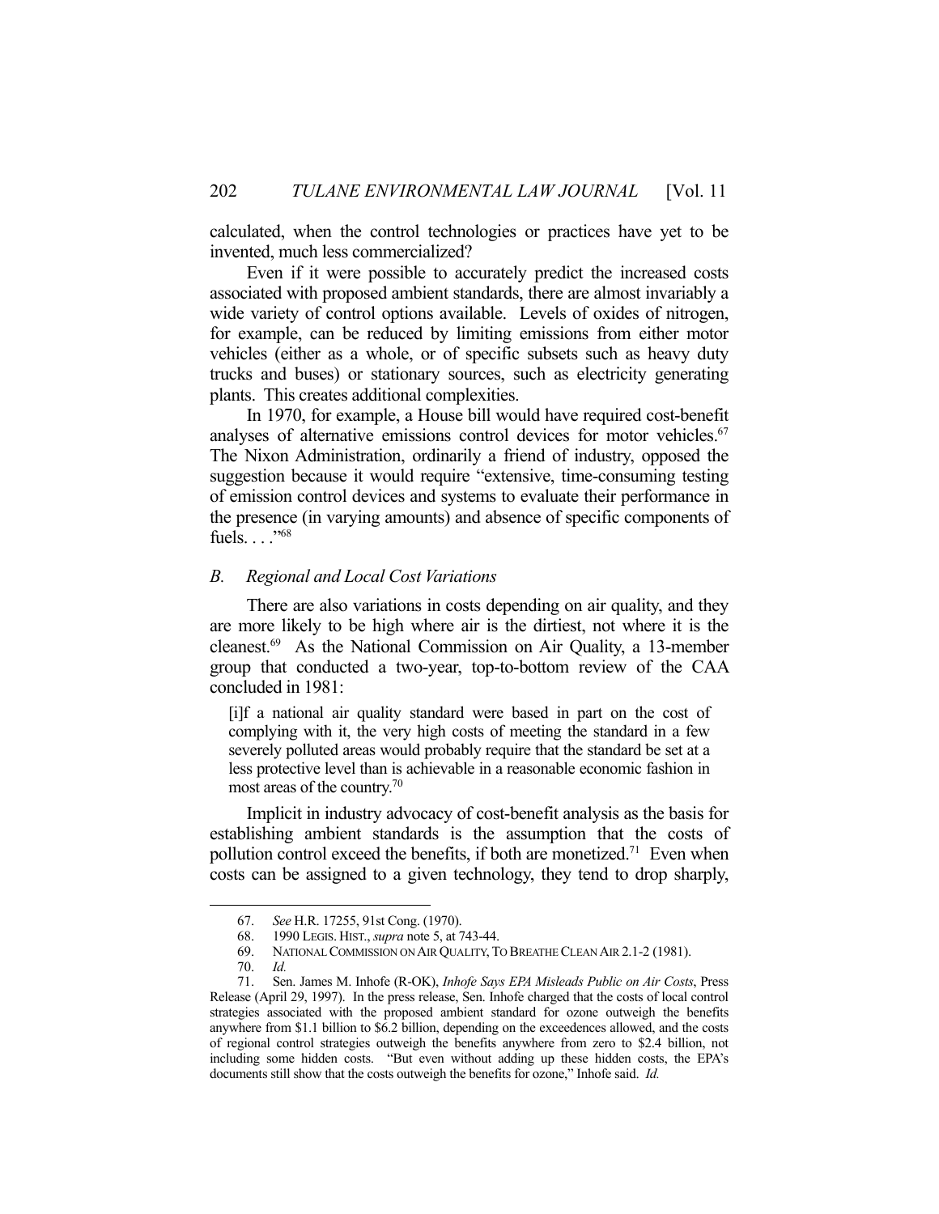calculated, when the control technologies or practices have yet to be invented, much less commercialized?

Even if it were possible to accurately predict the increased costs associated with proposed ambient standards, there are almost invariably a wide variety of control options available. Levels of oxides of nitrogen, for example, can be reduced by limiting emissions from either motor vehicles (either as a whole, or of specific subsets such as heavy duty trucks and buses) or stationary sources, such as electricity generating plants. This creates additional complexities.

In 1970, for example, a House bill would have required cost-benefit analyses of alternative emissions control devices for motor vehicles.[67] The Nixon Administration, ordinarily a friend of industry, opposed the suggestion because it would require "extensive, time-consuming testing of emission control devices and systems to evaluate their performance in the presence (in varying amounts) and absence of specific components of fuels. . . ."[68]

### *B. Regional and Local Cost Variations*

There are also variations in costs depending on air quality, and they are more likely to be high where air is the dirtiest, not where it is the cleanest.[69] As the National Commission on Air Quality, a 13-member group that conducted a two-year, top-to-bottom review of the CAA concluded in 1981:

> [i]f a national air quality standard were based in part on the cost of complying with it, the very high costs of meeting the standard in a few severely polluted areas would probably require that the standard be set at a less protective level than is achievable in a reasonable economic fashion in most areas of the country.[70]

Implicit in industry advocacy of cost-benefit analysis as the basis for establishing ambient standards is the assumption that the costs of pollution control exceed the benefits, if both are monetized.[71] Even when costs can be assigned to a given technology, they tend to drop sharply,

---

67. *See* H.R. 17255, 91st Cong. (1970).

68. 1990 LEGIS. HIST., *supra* note 5, at 743-44.

69. NATIONAL COMMISSION ON AIR QUALITY, TO BREATHE CLEAN AIR 2.1-2 (1981).

70. *Id.*

71. Sen. James M. Inhofe (R-OK), *Inhofe Says EPA Misleads Public on Air Costs*, Press Release (April 29, 1997). In the press release, Sen. Inhofe charged that the costs of local control strategies associated with the proposed ambient standard for ozone outweigh the benefits anywhere from \$1.1 billion to \$6.2 billion, depending on the exceedences allowed, and the costs of regional control strategies outweigh the benefits anywhere from zero to \$2.4 billion, not including some hidden costs. "But even without adding up these hidden costs, the EPA's documents still show that the costs outweigh the benefits for ozone," Inhofe said. *Id.*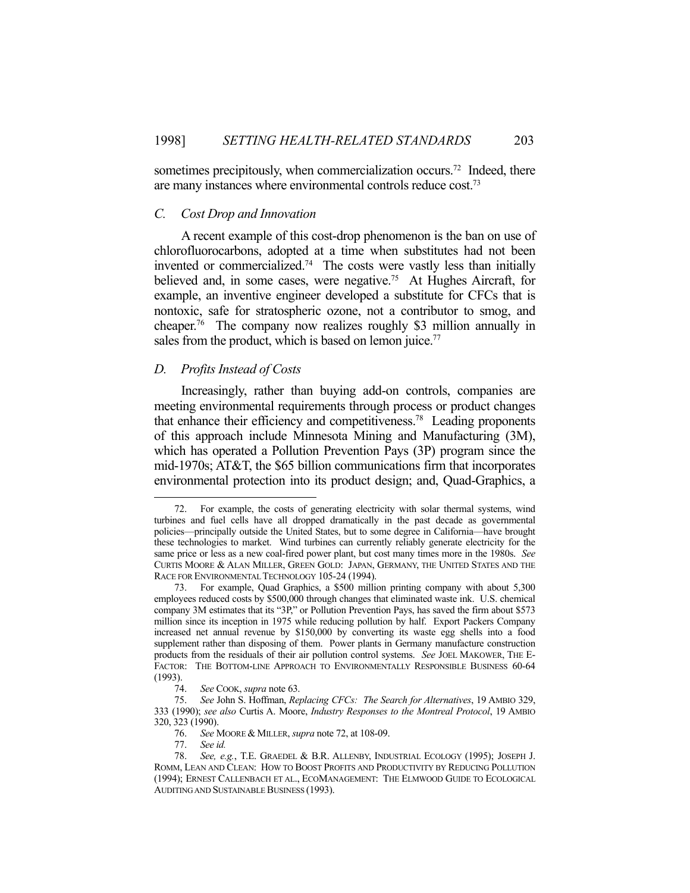sometimes precipitously, when commercialization occurs.[72] Indeed, there are many instances where environmental controls reduce cost.[73]

### C. *Cost Drop and Innovation*

A recent example of this cost-drop phenomenon is the ban on use of chlorofluorocarbons, adopted at a time when substitutes had not been invented or commercialized.[74] The costs were vastly less than initially believed and, in some cases, were negative.[75] At Hughes Aircraft, for example, an inventive engineer developed a substitute for CFCs that is nontoxic, safe for stratospheric ozone, not a contributor to smog, and cheaper.[76] The company now realizes roughly $3 million annually in sales from the product, which is based on lemon juice.[77]

### D. *Profits Instead of Costs*

Increasingly, rather than buying add-on controls, companies are meeting environmental requirements through process or product changes that enhance their efficiency and competitiveness.[78] Leading proponents of this approach include Minnesota Mining and Manufacturing (3M), which has operated a Pollution Prevention Pays (3P) program since the mid-1970s; AT&T, the $65 billion communications firm that incorporates environmental protection into its product design; and, Quad-Graphics, a

---

72. For example, the costs of generating electricity with solar thermal systems, wind turbines and fuel cells have all dropped dramatically in the past decade as governmental policies—principally outside the United States, but to some degree in California—have brought these technologies to market. Wind turbines can currently reliably generate electricity for the same price or less as a new coal-fired power plant, but cost many times more in the 1980s. *See* CURTIS MOORE & ALAN MILLER, GREEN GOLD: JAPAN, GERMANY, THE UNITED STATES AND THE RACE FOR ENVIRONMENTAL TECHNOLOGY 105-24 (1994).

73. For example, Quad Graphics, a $500 million printing company with about 5,300 employees reduced costs by $500,000 through changes that eliminated waste ink. U.S. chemical company 3M estimates that its "3P," or Pollution Prevention Pays, has saved the firm about $573 million since its inception in 1975 while reducing pollution by half. Export Packers Company increased net annual revenue by $150,000 by converting its waste egg shells into a food supplement rather than disposing of them. Power plants in Germany manufacture construction products from the residuals of their air pollution control systems. *See* JOEL MAKOWER, THE E-FACTOR: THE BOTTOM-LINE APPROACH TO ENVIRONMENTALLY RESPONSIBLE BUSINESS 60-64 (1993).

74. *See* COOK, *supra* note 63.

75. *See* John S. Hoffman, *Replacing CFCs: The Search for Alternatives*, 19 AMBIO 329, 333 (1990); *see also* Curtis A. Moore, *Industry Responses to the Montreal Protocol*, 19 AMBIO 320, 323 (1990).

76. *See* MOORE & MILLER, *supra* note 72, at 108-09.

77. *See id.*

78. *See, e.g.*, T.E. GRAEDEL & B.R. ALLENBY, INDUSTRIAL ECOLOGY (1995); JOSEPH J. ROMM, LEAN AND CLEAN: HOW TO BOOST PROFITS AND PRODUCTIVITY BY REDUCING POLLUTION (1994); ERNEST CALLENBACH ET AL., ECOMANAGEMENT: THE ELMWOOD GUIDE TO ECOLOGICAL AUDITING AND SUSTAINABLE BUSINESS (1993).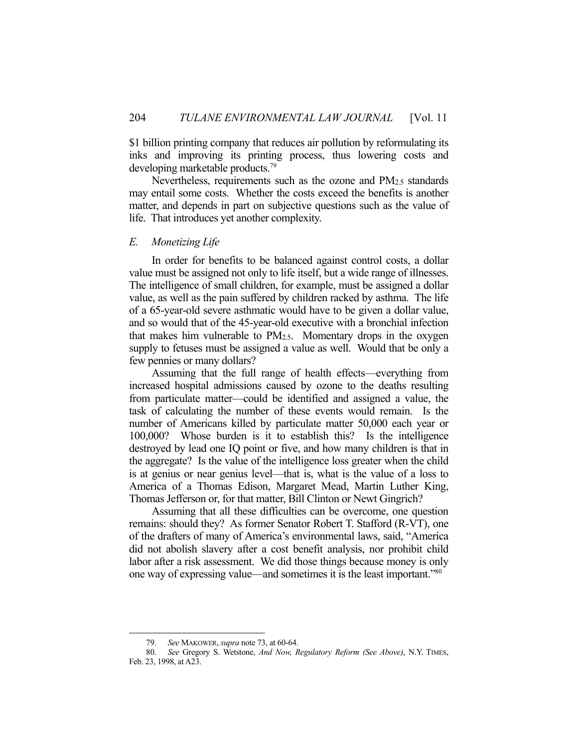$1 billion printing company that reduces air pollution by reformulating its inks and improving its printing process, thus lowering costs and developing marketable products.[79]

Nevertheless, requirements such as the ozone and $PM_{2.5}$ standards may entail some costs. Whether the costs exceed the benefits is another matter, and depends in part on subjective questions such as the value of life. That introduces yet another complexity.

### *E. Monetizing Life*

In order for benefits to be balanced against control costs, a dollar value must be assigned not only to life itself, but a wide range of illnesses. The intelligence of small children, for example, must be assigned a dollar value, as well as the pain suffered by children racked by asthma. The life of a 65-year-old severe asthmatic would have to be given a dollar value, and so would that of the 45-year-old executive with a bronchial infection that makes him vulnerable to $PM_{2.5}$. Momentary drops in the oxygen supply to fetuses must be assigned a value as well. Would that be only a few pennies or many dollars?

Assuming that the full range of health effects—everything from increased hospital admissions caused by ozone to the deaths resulting from particulate matter—could be identified and assigned a value, the task of calculating the number of these events would remain. Is the number of Americans killed by particulate matter 50,000 each year or 100,000? Whose burden is it to establish this? Is the intelligence destroyed by lead one IQ point or five, and how many children is that in the aggregate? Is the value of the intelligence loss greater when the child is at genius or near genius level—that is, what is the value of a loss to America of a Thomas Edison, Margaret Mead, Martin Luther King, Thomas Jefferson or, for that matter, Bill Clinton or Newt Gingrich?

Assuming that all these difficulties can be overcome, one question remains: should they? As former Senator Robert T. Stafford (R-VT), one of the drafters of many of America's environmental laws, said, "America did not abolish slavery after a cost benefit analysis, nor prohibit child labor after a risk assessment. We did those things because money is only one way of expressing value—and sometimes it is the least important."[80]

---

79. *See* MAKOWER, *supra* note 73, at 60-64.

80. *See* Gregory S. Wetstone, *And Now, Regulatory Reform (See Above)*, N.Y. TIMES, Feb. 23, 1998, at A23.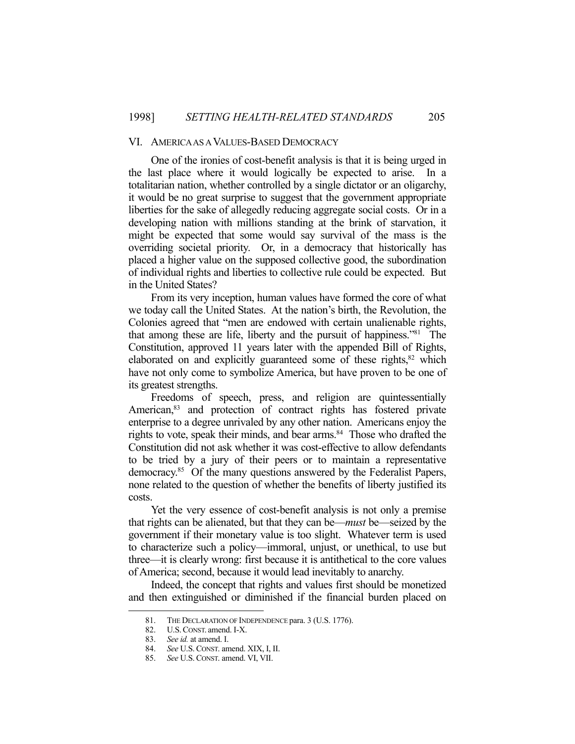## VI. AMERICA AS A VALUES-BASED DEMOCRACY

One of the ironies of cost-benefit analysis is that it is being urged in the last place where it would logically be expected to arise. In a totalitarian nation, whether controlled by a single dictator or an oligarchy, it would be no great surprise to suggest that the government appropriate liberties for the sake of allegedly reducing aggregate social costs. Or in a developing nation with millions standing at the brink of starvation, it might be expected that some would say survival of the mass is the overriding societal priority. Or, in a democracy that historically has placed a higher value on the supposed collective good, the subordination of individual rights and liberties to collective rule could be expected. But in the United States?

From its very inception, human values have formed the core of what we today call the United States. At the nation's birth, the Revolution, the Colonies agreed that "men are endowed with certain unalienable rights, that among these are life, liberty and the pursuit of happiness."[81] The Constitution, approved 11 years later with the appended Bill of Rights, elaborated on and explicitly guaranteed some of these rights,[82] which have not only come to symbolize America, but have proven to be one of its greatest strengths.

Freedoms of speech, press, and religion are quintessentially American,[83] and protection of contract rights has fostered private enterprise to a degree unrivaled by any other nation. Americans enjoy the rights to vote, speak their minds, and bear arms.[84] Those who drafted the Constitution did not ask whether it was cost-effective to allow defendants to be tried by a jury of their peers or to maintain a representative democracy.[85] Of the many questions answered by the Federalist Papers, none related to the question of whether the benefits of liberty justified its costs.

Yet the very essence of cost-benefit analysis is not only a premise that rights can be alienated, but that they can be—*must* be—seized by the government if their monetary value is too slight. Whatever term is used to characterize such a policy—immoral, unjust, or unethical, to use but three—it is clearly wrong: first because it is antithetical to the core values of America; second, because it would lead inevitably to anarchy.

Indeed, the concept that rights and values first should be monetized and then extinguished or diminished if the financial burden placed on

---

81. THE DECLARATION OF INDEPENDENCE para. 3 (U.S. 1776).
82. U.S. CONST. amend. I-X.
83. *See id.* at amend. I.
84. *See* U.S. CONST. amend. XIX, I, II.
85. *See* U.S. CONST. amend. VI, VII.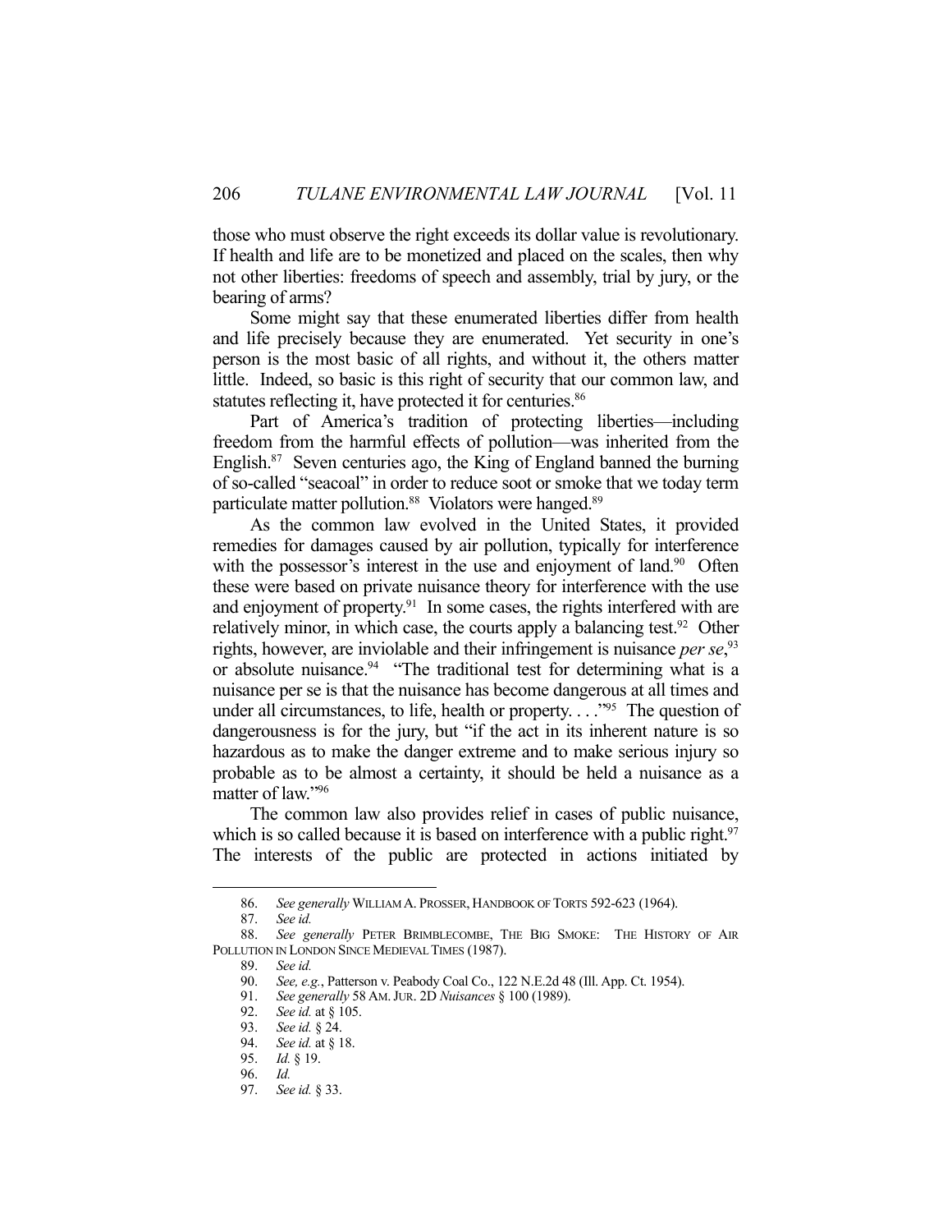those who must observe the right exceeds its dollar value is revolutionary. If health and life are to be monetized and placed on the scales, then why not other liberties: freedoms of speech and assembly, trial by jury, or the bearing of arms?

Some might say that these enumerated liberties differ from health and life precisely because they are enumerated. Yet security in one's person is the most basic of all rights, and without it, the others matter little. Indeed, so basic is this right of security that our common law, and statutes reflecting it, have protected it for centuries.[86]

Part of America's tradition of protecting liberties—including freedom from the harmful effects of pollution—was inherited from the English.[87] Seven centuries ago, the King of England banned the burning of so-called "seacoal" in order to reduce soot or smoke that we today term particulate matter pollution.[88] Violators were hanged.[89]

As the common law evolved in the United States, it provided remedies for damages caused by air pollution, typically for interference with the possessor's interest in the use and enjoyment of land.[90] Often these were based on private nuisance theory for interference with the use and enjoyment of property.[91] In some cases, the rights interfered with are relatively minor, in which case, the courts apply a balancing test.[92] Other rights, however, are inviolable and their infringement is nuisance *per se*,[93] or absolute nuisance.[94] "The traditional test for determining what is a nuisance per se is that the nuisance has become dangerous at all times and under all circumstances, to life, health or property. . . ."[95] The question of dangerousness is for the jury, but "if the act in its inherent nature is so hazardous as to make the danger extreme and to make serious injury so probable as to be almost a certainty, it should be held a nuisance as a matter of law."[96]

The common law also provides relief in cases of public nuisance, which is so called because it is based on interference with a public right.[97] The interests of the public are protected in actions initiated by

---

86. *See generally* WILLIAM A. PROSSER, HANDBOOK OF TORTS 592-623 (1964).

87. *See id.*

88. *See generally* PETER BRIMBLECOMBE, THE BIG SMOKE: THE HISTORY OF AIR POLLUTION IN LONDON SINCE MEDIEVAL TIMES (1987).

89. *See id.*

90. *See, e.g.*, Patterson v. Peabody Coal Co., 122 N.E.2d 48 (Ill. App. Ct. 1954).

91. *See generally* 58 AM. JUR. 2D *Nuisances* § 100 (1989).

92. *See id.* at § 105.

93. *See id.* § 24.

94. *See id.* at § 18.

95. *Id.* § 19.

96. *Id.*

97. *See id.* § 33.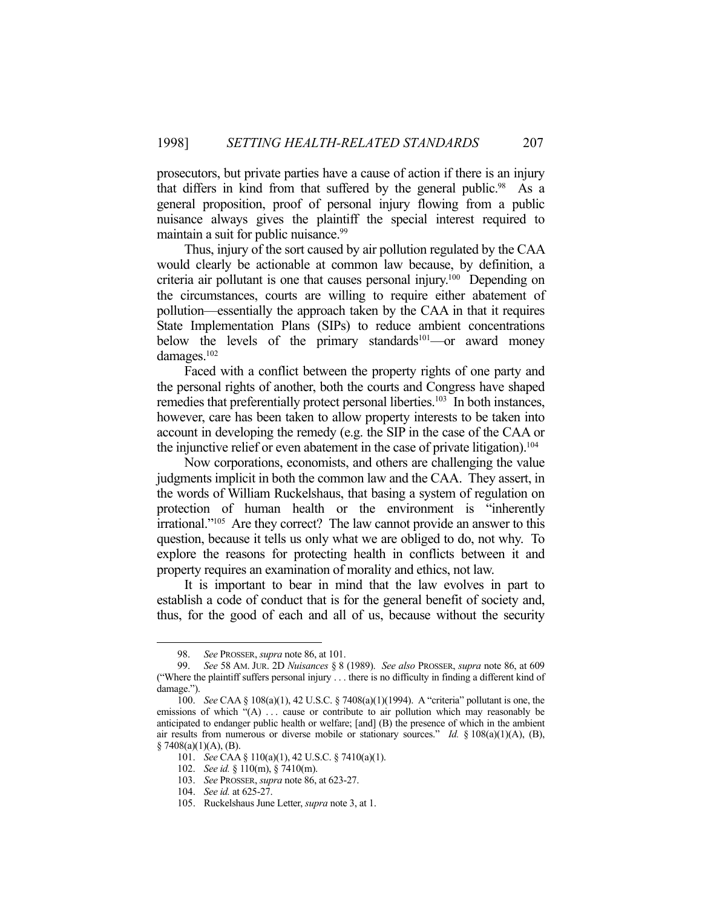prosecutors, but private parties have a cause of action if there is an injury that differs in kind from that suffered by the general public.[98] As a general proposition, proof of personal injury flowing from a public nuisance always gives the plaintiff the special interest required to maintain a suit for public nuisance.[99]

Thus, injury of the sort caused by air pollution regulated by the CAA would clearly be actionable at common law because, by definition, a criteria air pollutant is one that causes personal injury.[100] Depending on the circumstances, courts are willing to require either abatement of pollution—essentially the approach taken by the CAA in that it requires State Implementation Plans (SIPs) to reduce ambient concentrations below the levels of the primary standards[101]—or award money damages.[102]

Faced with a conflict between the property rights of one party and the personal rights of another, both the courts and Congress have shaped remedies that preferentially protect personal liberties.[103] In both instances, however, care has been taken to allow property interests to be taken into account in developing the remedy (e.g. the SIP in the case of the CAA or the injunctive relief or even abatement in the case of private litigation).[104]

Now corporations, economists, and others are challenging the value judgments implicit in both the common law and the CAA. They assert, in the words of William Ruckelshaus, that basing a system of regulation on protection of human health or the environment is "inherently irrational."[105] Are they correct? The law cannot provide an answer to this question, because it tells us only what we are obliged to do, not why. To explore the reasons for protecting health in conflicts between it and property requires an examination of morality and ethics, not law.

It is important to bear in mind that the law evolves in part to establish a code of conduct that is for the general benefit of society and, thus, for the good of each and all of us, because without the security

---

98. *See* PROSSER, *supra* note 86, at 101.

99. *See* 58 AM. JUR. 2D *Nuisances* § 8 (1989). *See also* PROSSER, *supra* note 86, at 609 ("Where the plaintiff suffers personal injury . . . there is no difficulty in finding a different kind of damage.").

100. *See* CAA § 108(a)(1), 42 U.S.C. § 7408(a)(1)(1994). A "criteria" pollutant is one, the emissions of which "(A) . . . cause or contribute to air pollution which may reasonably be anticipated to endanger public health or welfare; [and] (B) the presence of which in the ambient air results from numerous or diverse mobile or stationary sources." *Id.* § 108(a)(1)(A), (B), § 7408(a)(1)(A), (B).

101. *See* CAA § 110(a)(1), 42 U.S.C. § 7410(a)(1).

102. *See id.* § 110(m), § 7410(m).

103. *See* PROSSER, *supra* note 86, at 623-27.

104. *See id.* at 625-27.

105. Ruckelshaus June Letter, *supra* note 3, at 1.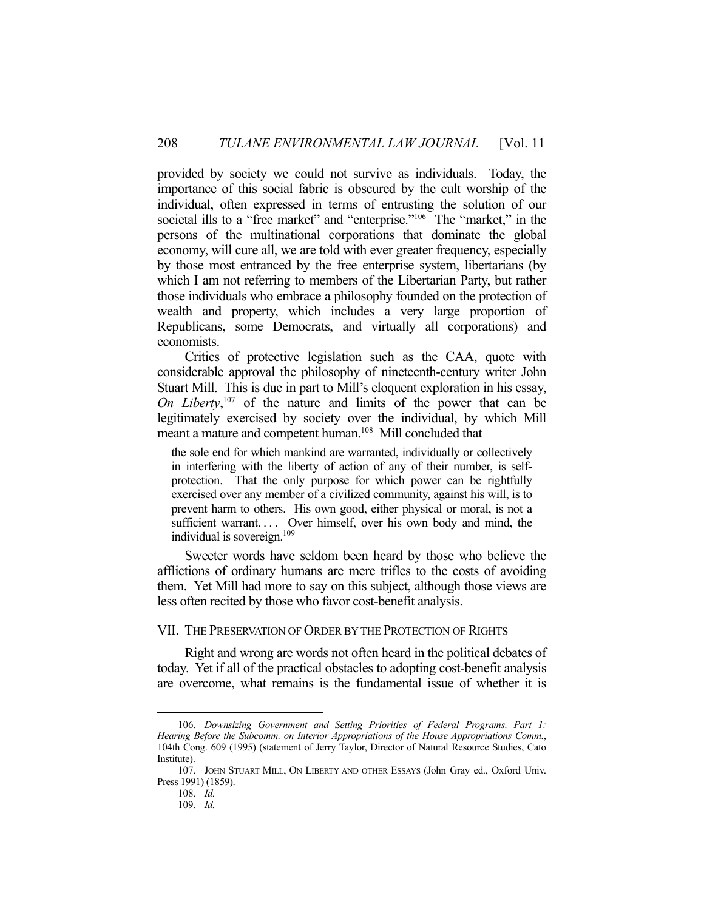provided by society we could not survive as individuals. Today, the importance of this social fabric is obscured by the cult worship of the individual, often expressed in terms of entrusting the solution of our societal ills to a "free market" and "enterprise."[106] The "market," in the persons of the multinational corporations that dominate the global economy, will cure all, we are told with ever greater frequency, especially by those most entranced by the free enterprise system, libertarians (by which I am not referring to members of the Libertarian Party, but rather those individuals who embrace a philosophy founded on the protection of wealth and property, which includes a very large proportion of Republicans, some Democrats, and virtually all corporations) and economists.

Critics of protective legislation such as the CAA, quote with considerable approval the philosophy of nineteenth-century writer John Stuart Mill. This is due in part to Mill's eloquent exploration in his essay, *On Liberty*,[107] of the nature and limits of the power that can be legitimately exercised by society over the individual, by which Mill meant a mature and competent human.[108] Mill concluded that

> the sole end for which mankind are warranted, individually or collectively in interfering with the liberty of action of any of their number, is self-protection. That the only purpose for which power can be rightfully exercised over any member of a civilized community, against his will, is to prevent harm to others. His own good, either physical or moral, is not a sufficient warrant. . . . Over himself, over his own body and mind, the individual is sovereign.[109]

Sweeter words have seldom been heard by those who believe the afflictions of ordinary humans are mere trifles to the costs of avoiding them. Yet Mill had more to say on this subject, although those views are less often recited by those who favor cost-benefit analysis.

## VII. The Preservation of Order by the Protection of Rights

Right and wrong are words not often heard in the political debates of today. Yet if all of the practical obstacles to adopting cost-benefit analysis are overcome, what remains is the fundamental issue of whether it is

---

106. *Downsizing Government and Setting Priorities of Federal Programs, Part 1: Hearing Before the Subcomm. on Interior Appropriations of the House Appropriations Comm.*, 104th Cong. 609 (1995) (statement of Jerry Taylor, Director of Natural Resource Studies, Cato Institute).

107. John Stuart Mill, On Liberty and other Essays (John Gray ed., Oxford Univ. Press 1991) (1859).

108. *Id.*

109. *Id.*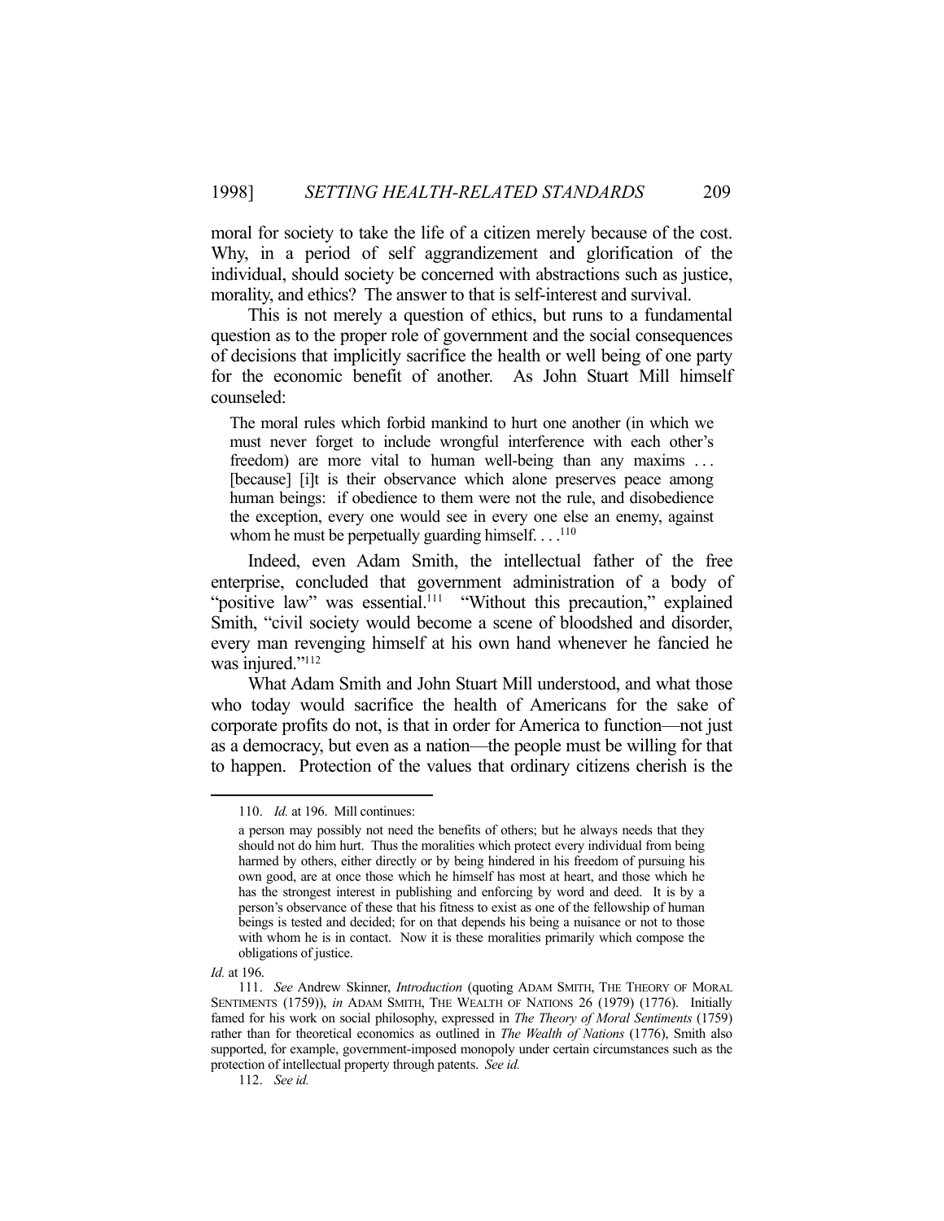moral for society to take the life of a citizen merely because of the cost. Why, in a period of self aggrandizement and glorification of the individual, should society be concerned with abstractions such as justice, morality, and ethics? The answer to that is self-interest and survival.

This is not merely a question of ethics, but runs to a fundamental question as to the proper role of government and the social consequences of decisions that implicitly sacrifice the health or well being of one party for the economic benefit of another. As John Stuart Mill himself counseled:

> The moral rules which forbid mankind to hurt one another (in which we must never forget to include wrongful interference with each other's freedom) are more vital to human well-being than any maxims . . . [because] [i]t is their observance which alone preserves peace among human beings: if obedience to them were not the rule, and disobedience the exception, every one would see in every one else an enemy, against whom he must be perpetually guarding himself. . . .[110]

Indeed, even Adam Smith, the intellectual father of the free enterprise, concluded that government administration of a body of "positive law" was essential.[111] "Without this precaution," explained Smith, "civil society would become a scene of bloodshed and disorder, every man revenging himself at his own hand whenever he fancied he was injured."[112]

What Adam Smith and John Stuart Mill understood, and what those who today would sacrifice the health of Americans for the sake of corporate profits do not, is that in order for America to function—not just as a democracy, but even as a nation—the people must be willing for that to happen. Protection of the values that ordinary citizens cherish is the

---

110. *Id.* at 196. Mill continues:

> a person may possibly not need the benefits of others; but he always needs that they should not do him hurt. Thus the moralities which protect every individual from being harmed by others, either directly or by being hindered in his freedom of pursuing his own good, are at once those which he himself has most at heart, and those which he has the strongest interest in publishing and enforcing by word and deed. It is by a person's observance of these that his fitness to exist as one of the fellowship of human beings is tested and decided; for on that depends his being a nuisance or not to those with whom he is in contact. Now it is these moralities primarily which compose the obligations of justice.

*Id.* at 196.

111. *See* Andrew Skinner, *Introduction* (quoting ADAM SMITH, THE THEORY OF MORAL SENTIMENTS (1759)), *in* ADAM SMITH, THE WEALTH OF NATIONS 26 (1979) (1776). Initially famed for his work on social philosophy, expressed in *The Theory of Moral Sentiments* (1759) rather than for theoretical economics as outlined in *The Wealth of Nations* (1776), Smith also supported, for example, government-imposed monopoly under certain circumstances such as the protection of intellectual property through patents. *See id.*

112. *See id.*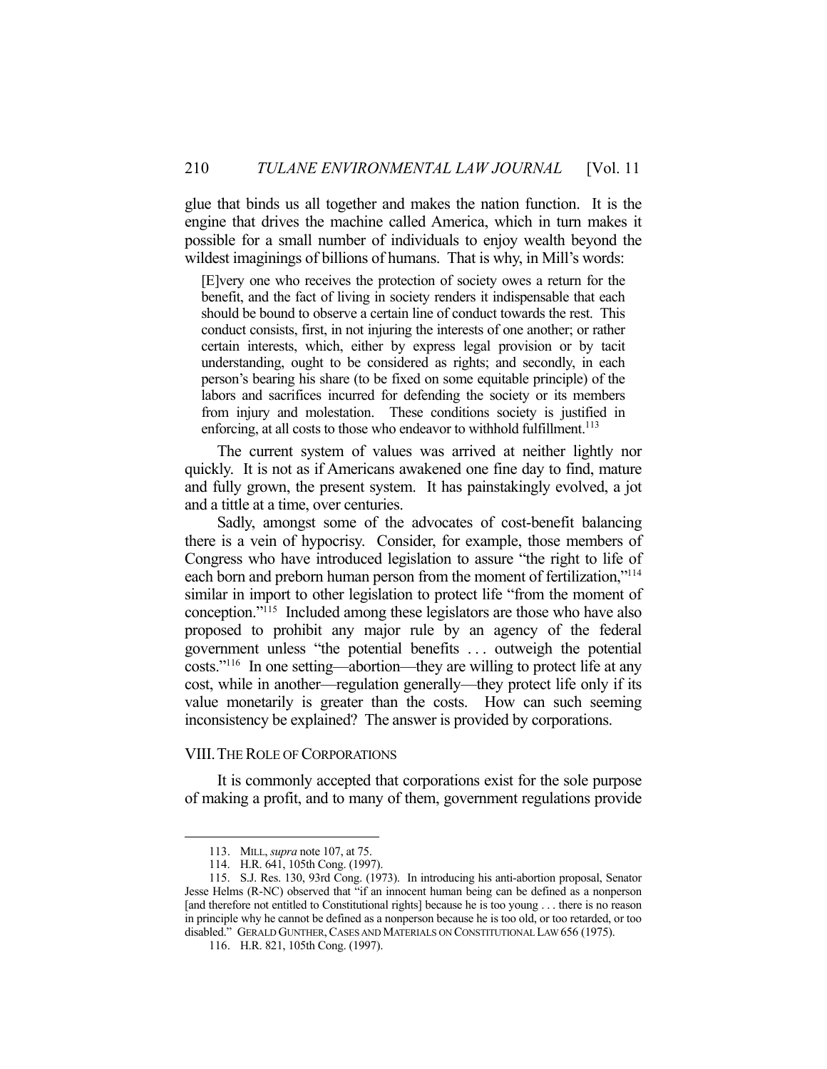glue that binds us all together and makes the nation function. It is the engine that drives the machine called America, which in turn makes it possible for a small number of individuals to enjoy wealth beyond the wildest imaginings of billions of humans. That is why, in Mill's words:

> [E]very one who receives the protection of society owes a return for the benefit, and the fact of living in society renders it indispensable that each should be bound to observe a certain line of conduct towards the rest. This conduct consists, first, in not injuring the interests of one another; or rather certain interests, which, either by express legal provision or by tacit understanding, ought to be considered as rights; and secondly, in each person's bearing his share (to be fixed on some equitable principle) of the labors and sacrifices incurred for defending the society or its members from injury and molestation. These conditions society is justified in enforcing, at all costs to those who endeavor to withhold fulfillment.[113]

The current system of values was arrived at neither lightly nor quickly. It is not as if Americans awakened one fine day to find, mature and fully grown, the present system. It has painstakingly evolved, a jot and a tittle at a time, over centuries.

Sadly, amongst some of the advocates of cost-benefit balancing there is a vein of hypocrisy. Consider, for example, those members of Congress who have introduced legislation to assure "the right to life of each born and preborn human person from the moment of fertilization,"[114] similar in import to other legislation to protect life "from the moment of conception."[115] Included among these legislators are those who have also proposed to prohibit any major rule by an agency of the federal government unless "the potential benefits . . . outweigh the potential costs."[116] In one setting—abortion—they are willing to protect life at any cost, while in another—regulation generally—they protect life only if its value monetarily is greater than the costs. How can such seeming inconsistency be explained? The answer is provided by corporations.

## VIII. The Role of Corporations

It is commonly accepted that corporations exist for the sole purpose of making a profit, and to many of them, government regulations provide

---

113. MILL, *supra* note 107, at 75.

114. H.R. 641, 105th Cong. (1997).

115. S.J. Res. 130, 93rd Cong. (1973). In introducing his anti-abortion proposal, Senator Jesse Helms (R-NC) observed that "if an innocent human being can be defined as a nonperson [and therefore not entitled to Constitutional rights] because he is too young . . . there is no reason in principle why he cannot be defined as a nonperson because he is too old, or too retarded, or too disabled." GERALD GUNTHER, CASES AND MATERIALS ON CONSTITUTIONAL LAW 656 (1975).

116. H.R. 821, 105th Cong. (1997).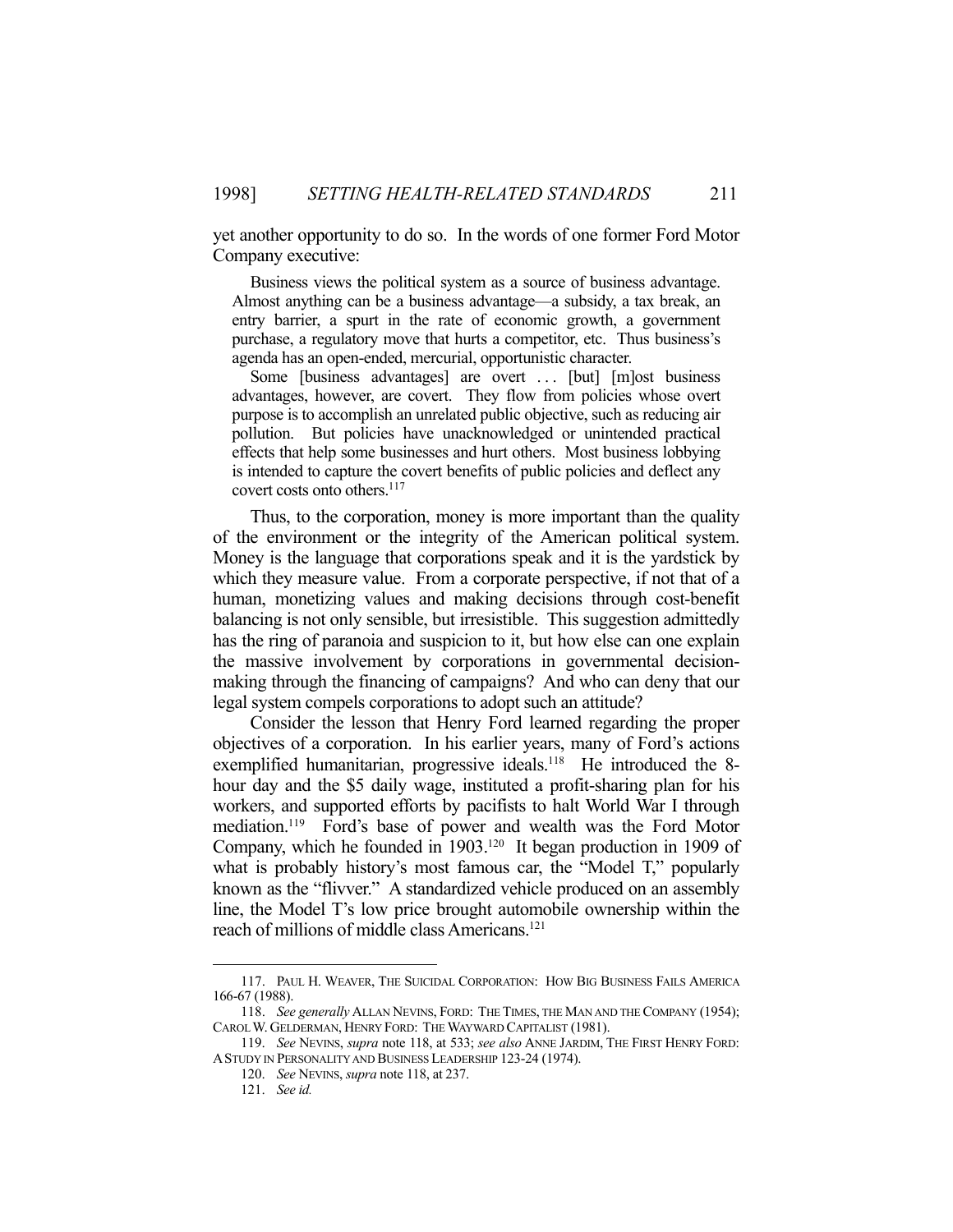yet another opportunity to do so. In the words of one former Ford Motor Company executive:

> Business views the political system as a source of business advantage. Almost anything can be a business advantage—a subsidy, a tax break, an entry barrier, a spurt in the rate of economic growth, a government purchase, a regulatory move that hurts a competitor, etc. Thus business's agenda has an open-ended, mercurial, opportunistic character.
>
> Some [business advantages] are overt . . . [but] [m]ost business advantages, however, are covert. They flow from policies whose overt purpose is to accomplish an unrelated public objective, such as reducing air pollution. But policies have unacknowledged or unintended practical effects that help some businesses and hurt others. Most business lobbying is intended to capture the covert benefits of public policies and deflect any covert costs onto others.[117]

Thus, to the corporation, money is more important than the quality of the environment or the integrity of the American political system. Money is the language that corporations speak and it is the yardstick by which they measure value. From a corporate perspective, if not that of a human, monetizing values and making decisions through cost-benefit balancing is not only sensible, but irresistible. This suggestion admittedly has the ring of paranoia and suspicion to it, but how else can one explain the massive involvement by corporations in governmental decision-making through the financing of campaigns? And who can deny that our legal system compels corporations to adopt such an attitude?

Consider the lesson that Henry Ford learned regarding the proper objectives of a corporation. In his earlier years, many of Ford's actions exemplified humanitarian, progressive ideals.[118] He introduced the 8-hour day and the $5 daily wage, instituted a profit-sharing plan for his workers, and supported efforts by pacifists to halt World War I through mediation.[119] Ford's base of power and wealth was the Ford Motor Company, which he founded in 1903.[120] It began production in 1909 of what is probably history's most famous car, the "Model T," popularly known as the "flivver." A standardized vehicle produced on an assembly line, the Model T's low price brought automobile ownership within the reach of millions of middle class Americans.[121]

---

117. PAUL H. WEAVER, THE SUICIDAL CORPORATION: HOW BIG BUSINESS FAILS AMERICA 166-67 (1988).

118. *See generally* ALLAN NEVINS, FORD: THE TIMES, THE MAN AND THE COMPANY (1954); CAROL W. GELDERMAN, HENRY FORD: THE WAYWARD CAPITALIST (1981).

119. *See* NEVINS, *supra* note 118, at 533; *see also* ANNE JARDIM, THE FIRST HENRY FORD: A STUDY IN PERSONALITY AND BUSINESS LEADERSHIP 123-24 (1974).

120. *See* NEVINS, *supra* note 118, at 237.

121. *See id.*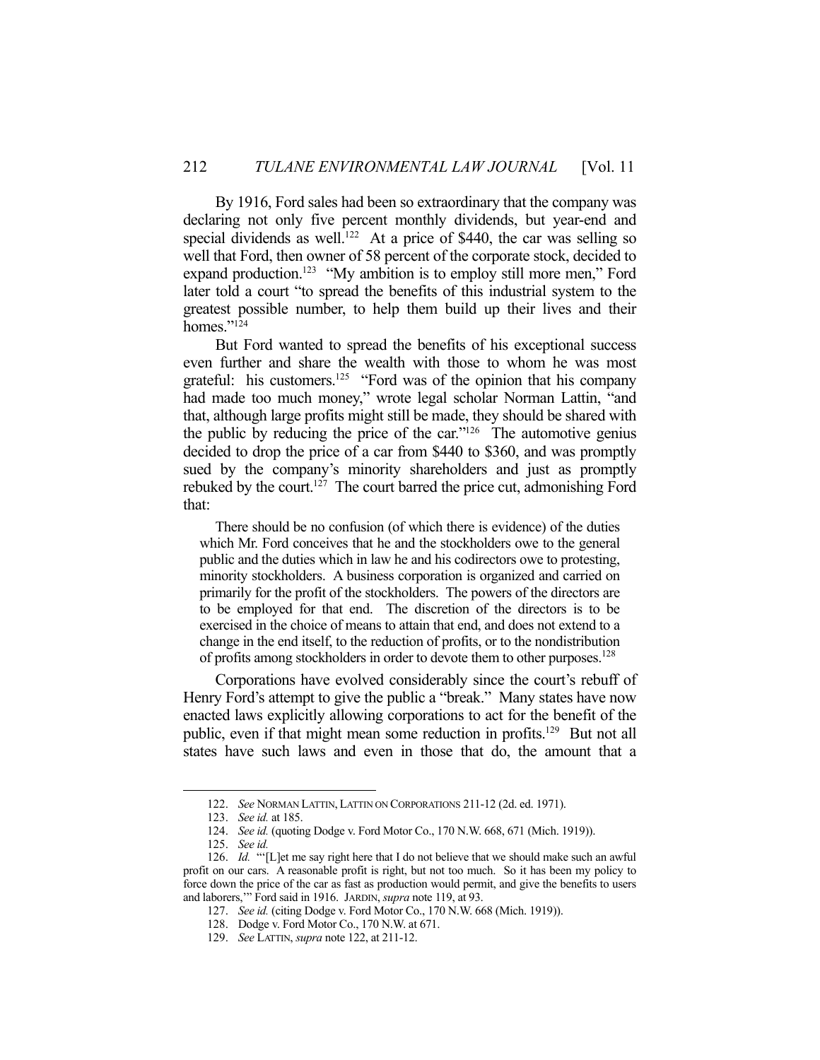By 1916, Ford sales had been so extraordinary that the company was declaring not only five percent monthly dividends, but year-end and special dividends as well.[122] At a price of $440, the car was selling so well that Ford, then owner of 58 percent of the corporate stock, decided to expand production.[123] "My ambition is to employ still more men," Ford later told a court "to spread the benefits of this industrial system to the greatest possible number, to help them build up their lives and their homes."[124]

But Ford wanted to spread the benefits of his exceptional success even further and share the wealth with those to whom he was most grateful: his customers.[125] "Ford was of the opinion that his company had made too much money," wrote legal scholar Norman Lattin, "and that, although large profits might still be made, they should be shared with the public by reducing the price of the car."[126] The automotive genius decided to drop the price of a car from $440 to $360, and was promptly sued by the company's minority shareholders and just as promptly rebuked by the court.[127] The court barred the price cut, admonishing Ford that:

> There should be no confusion (of which there is evidence) of the duties which Mr. Ford conceives that he and the stockholders owe to the general public and the duties which in law he and his codirectors owe to protesting, minority stockholders. A business corporation is organized and carried on primarily for the profit of the stockholders. The powers of the directors are to be employed for that end. The discretion of the directors is to be exercised in the choice of means to attain that end, and does not extend to a change in the end itself, to the reduction of profits, or to the nondistribution of profits among stockholders in order to devote them to other purposes.[128]

Corporations have evolved considerably since the court's rebuff of Henry Ford's attempt to give the public a "break." Many states have now enacted laws explicitly allowing corporations to act for the benefit of the public, even if that might mean some reduction in profits.[129] But not all states have such laws and even in those that do, the amount that a

---

122. *See* NORMAN LATTIN, LATTIN ON CORPORATIONS 211-12 (2d. ed. 1971).

123. *See id.* at 185.

124. *See id.* (quoting Dodge v. Ford Motor Co., 170 N.W. 668, 671 (Mich. 1919)).

125. *See id.*

126. *Id.* "'[L]et me say right here that I do not believe that we should make such an awful profit on our cars. A reasonable profit is right, but not too much. So it has been my policy to force down the price of the car as fast as production would permit, and give the benefits to users and laborers,'" Ford said in 1916. JARDIN, *supra* note 119, at 93.

127. *See id.* (citing Dodge v. Ford Motor Co., 170 N.W. 668 (Mich. 1919)).

128. Dodge v. Ford Motor Co., 170 N.W. at 671.

129. *See* LATTIN, *supra* note 122, at 211-12.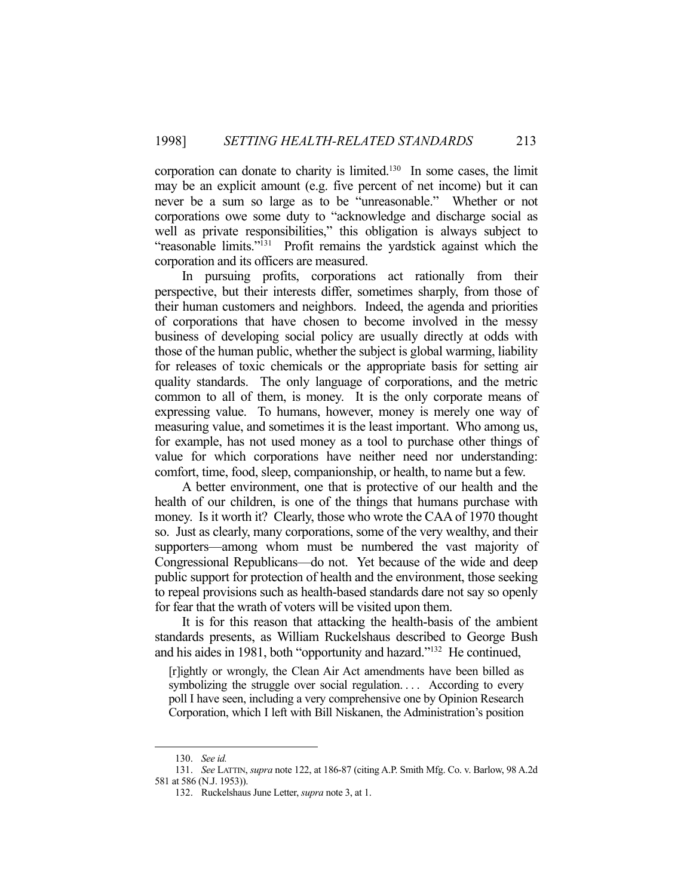corporation can donate to charity is limited.[130] In some cases, the limit may be an explicit amount (e.g. five percent of net income) but it can never be a sum so large as to be "unreasonable." Whether or not corporations owe some duty to "acknowledge and discharge social as well as private responsibilities," this obligation is always subject to "reasonable limits."[131] Profit remains the yardstick against which the corporation and its officers are measured.

In pursuing profits, corporations act rationally from their perspective, but their interests differ, sometimes sharply, from those of their human customers and neighbors. Indeed, the agenda and priorities of corporations that have chosen to become involved in the messy business of developing social policy are usually directly at odds with those of the human public, whether the subject is global warming, liability for releases of toxic chemicals or the appropriate basis for setting air quality standards. The only language of corporations, and the metric common to all of them, is money. It is the only corporate means of expressing value. To humans, however, money is merely one way of measuring value, and sometimes it is the least important. Who among us, for example, has not used money as a tool to purchase other things of value for which corporations have neither need nor understanding: comfort, time, food, sleep, companionship, or health, to name but a few.

A better environment, one that is protective of our health and the health of our children, is one of the things that humans purchase with money. Is it worth it? Clearly, those who wrote the CAA of 1970 thought so. Just as clearly, many corporations, some of the very wealthy, and their supporters—among whom must be numbered the vast majority of Congressional Republicans—do not. Yet because of the wide and deep public support for protection of health and the environment, those seeking to repeal provisions such as health-based standards dare not say so openly for fear that the wrath of voters will be visited upon them.

It is for this reason that attacking the health-basis of the ambient standards presents, as William Ruckelshaus described to George Bush and his aides in 1981, both "opportunity and hazard."[132] He continued,

> [r]ightly or wrongly, the Clean Air Act amendments have been billed as symbolizing the struggle over social regulation. . . . According to every poll I have seen, including a very comprehensive one by Opinion Research Corporation, which I left with Bill Niskanen, the Administration's position

---

130. *See id.*

131. *See* LATTIN, *supra* note 122, at 186-87 (citing A.P. Smith Mfg. Co. v. Barlow, 98 A.2d 581 at 586 (N.J. 1953)).

132. Ruckelshaus June Letter, *supra* note 3, at 1.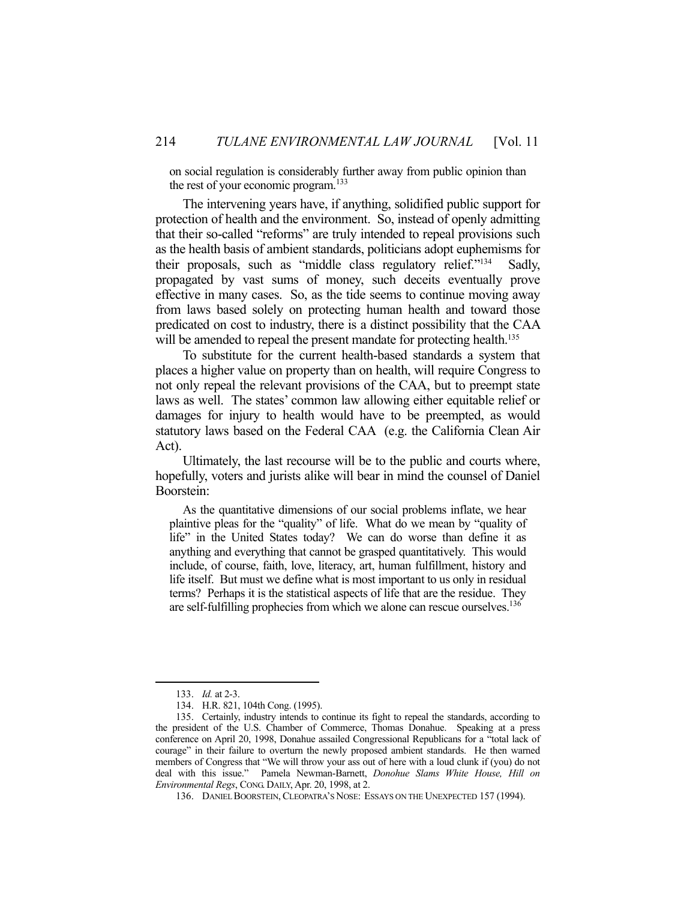> on social regulation is considerably further away from public opinion than the rest of your economic program.[133]

The intervening years have, if anything, solidified public support for protection of health and the environment. So, instead of openly admitting that their so-called "reforms" are truly intended to repeal provisions such as the health basis of ambient standards, politicians adopt euphemisms for their proposals, such as "middle class regulatory relief."[134] Sadly, propagated by vast sums of money, such deceits eventually prove effective in many cases. So, as the tide seems to continue moving away from laws based solely on protecting human health and toward those predicated on cost to industry, there is a distinct possibility that the CAA will be amended to repeal the present mandate for protecting health.[135]

To substitute for the current health-based standards a system that places a higher value on property than on health, will require Congress to not only repeal the relevant provisions of the CAA, but to preempt state laws as well. The states' common law allowing either equitable relief or damages for injury to health would have to be preempted, as would statutory laws based on the Federal CAA (e.g. the California Clean Air Act).

Ultimately, the last recourse will be to the public and courts where, hopefully, voters and jurists alike will bear in mind the counsel of Daniel Boorstein:

> As the quantitative dimensions of our social problems inflate, we hear plaintive pleas for the "quality" of life. What do we mean by "quality of life" in the United States today? We can do worse than define it as anything and everything that cannot be grasped quantitatively. This would include, of course, faith, love, literacy, art, human fulfillment, history and life itself. But must we define what is most important to us only in residual terms? Perhaps it is the statistical aspects of life that are the residue. They are self-fulfilling prophecies from which we alone can rescue ourselves.[136]

---

133. *Id.* at 2-3.

134. H.R. 821, 104th Cong. (1995).

135. Certainly, industry intends to continue its fight to repeal the standards, according to the president of the U.S. Chamber of Commerce, Thomas Donahue. Speaking at a press conference on April 20, 1998, Donahue assailed Congressional Republicans for a "total lack of courage" in their failure to overturn the newly proposed ambient standards. He then warned members of Congress that "We will throw your ass out of here with a loud clunk if (you) do not deal with this issue." Pamela Newman-Barnett, *Donohue Slams White House, Hill on Environmental Regs*, CONG. DAILY, Apr. 20, 1998, at 2.

136. DANIEL BOORSTEIN, CLEOPATRA'S NOSE: ESSAYS ON THE UNEXPECTED 157 (1994).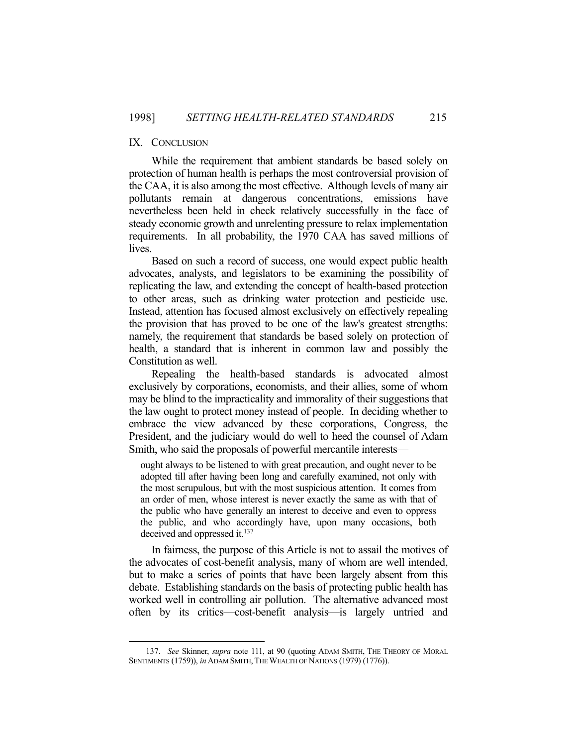## IX. CONCLUSION

While the requirement that ambient standards be based solely on protection of human health is perhaps the most controversial provision of the CAA, it is also among the most effective. Although levels of many air pollutants remain at dangerous concentrations, emissions have nevertheless been held in check relatively successfully in the face of steady economic growth and unrelenting pressure to relax implementation requirements. In all probability, the 1970 CAA has saved millions of lives.

Based on such a record of success, one would expect public health advocates, analysts, and legislators to be examining the possibility of replicating the law, and extending the concept of health-based protection to other areas, such as drinking water protection and pesticide use. Instead, attention has focused almost exclusively on effectively repealing the provision that has proved to be one of the law's greatest strengths: namely, the requirement that standards be based solely on protection of health, a standard that is inherent in common law and possibly the Constitution as well.

Repealing the health-based standards is advocated almost exclusively by corporations, economists, and their allies, some of whom may be blind to the impracticality and immorality of their suggestions that the law ought to protect money instead of people. In deciding whether to embrace the view advanced by these corporations, Congress, the President, and the judiciary would do well to heed the counsel of Adam Smith, who said the proposals of powerful mercantile interests—

> ought always to be listened to with great precaution, and ought never to be adopted till after having been long and carefully examined, not only with the most scrupulous, but with the most suspicious attention. It comes from an order of men, whose interest is never exactly the same as with that of the public who have generally an interest to deceive and even to oppress the public, and who accordingly have, upon many occasions, both deceived and oppressed it.[137]

In fairness, the purpose of this Article is not to assail the motives of the advocates of cost-benefit analysis, many of whom are well intended, but to make a series of points that have been largely absent from this debate. Establishing standards on the basis of protecting public health has worked well in controlling air pollution. The alternative advanced most often by its critics—cost-benefit analysis—is largely untried and

---

137. *See* Skinner, *supra* note 111, at 90 (quoting ADAM SMITH, THE THEORY OF MORAL SENTIMENTS (1759)), *in* ADAM SMITH, THE WEALTH OF NATIONS (1979) (1776)).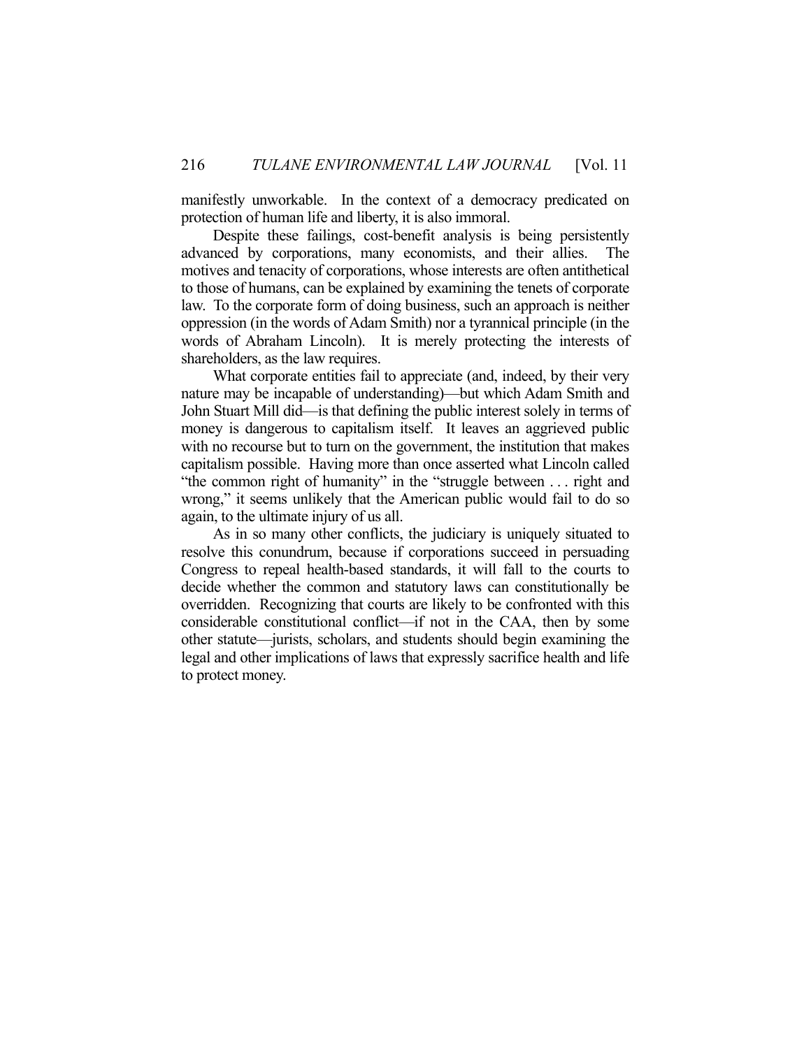manifestly unworkable. In the context of a democracy predicated on protection of human life and liberty, it is also immoral.

Despite these failings, cost-benefit analysis is being persistently advanced by corporations, many economists, and their allies. The motives and tenacity of corporations, whose interests are often antithetical to those of humans, can be explained by examining the tenets of corporate law. To the corporate form of doing business, such an approach is neither oppression (in the words of Adam Smith) nor a tyrannical principle (in the words of Abraham Lincoln). It is merely protecting the interests of shareholders, as the law requires.

What corporate entities fail to appreciate (and, indeed, by their very nature may be incapable of understanding)—but which Adam Smith and John Stuart Mill did—is that defining the public interest solely in terms of money is dangerous to capitalism itself. It leaves an aggrieved public with no recourse but to turn on the government, the institution that makes capitalism possible. Having more than once asserted what Lincoln called "the common right of humanity" in the "struggle between . . . right and wrong," it seems unlikely that the American public would fail to do so again, to the ultimate injury of us all.

As in so many other conflicts, the judiciary is uniquely situated to resolve this conundrum, because if corporations succeed in persuading Congress to repeal health-based standards, it will fall to the courts to decide whether the common and statutory laws can constitutionally be overridden. Recognizing that courts are likely to be confronted with this considerable constitutional conflict—if not in the CAA, then by some other statute—jurists, scholars, and students should begin examining the legal and other implications of laws that expressly sacrifice health and life to protect money.